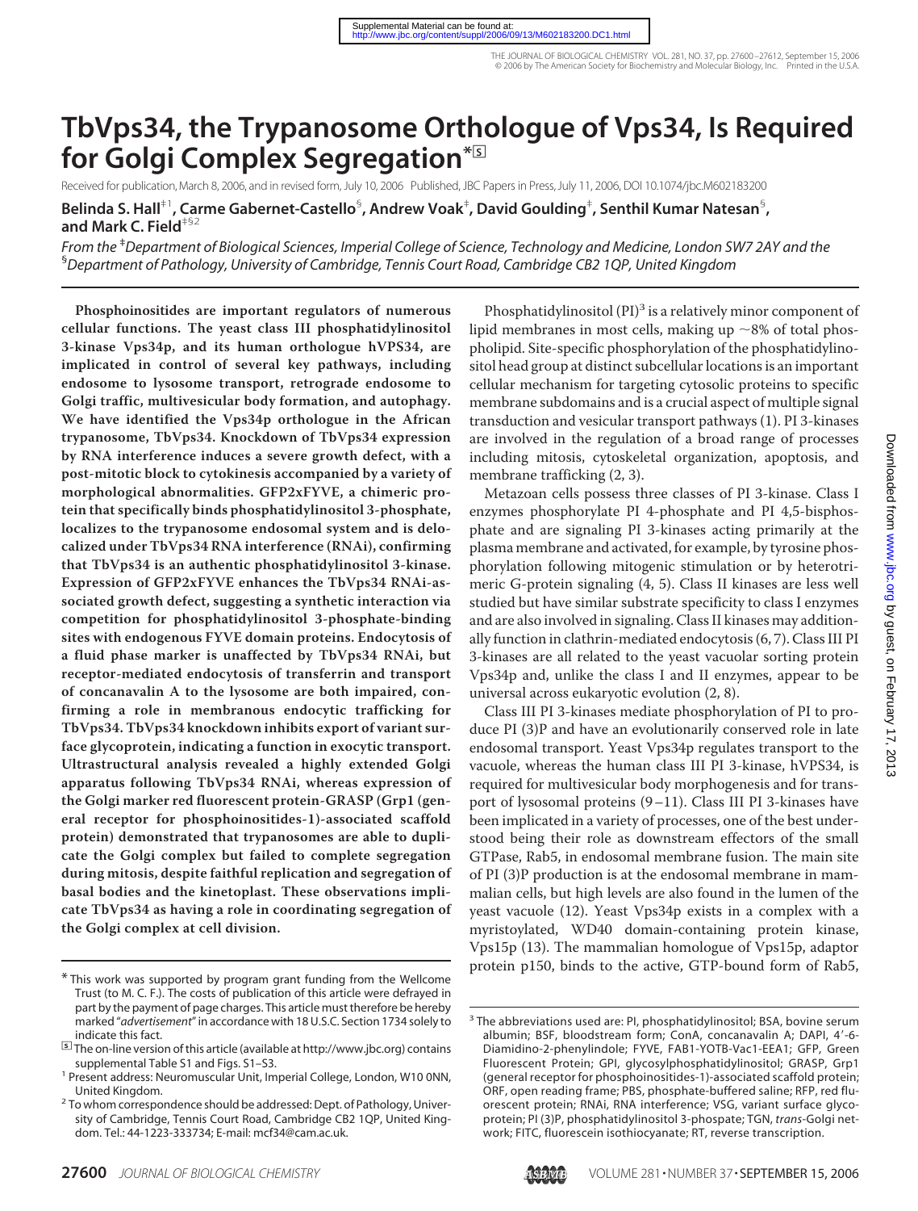# TbVps34, the Trypanosome Orthologue of Vps34, Is Required for Golgi Complex Segregation*[S]

Received for publication, March 8, 2006, and in revised form, July 10, 2006 Published, JBC Papers in Press, July 11, 2006, DOI 10.1074/jbc.M602183200

**Belinda S. Hall[‡1], Carme Gabernet-Castello[§], Andrew Voak[‡], David Goulding[‡], Senthil Kumar Natesan[§], and Mark C. Field[‡§2]**

*From the [‡]Department of Biological Sciences, Imperial College of Science, Technology and Medicine, London SW7 2AY and the [§]Department of Pathology, University of Cambridge, Tennis Court Road, Cambridge CB2 1QP, United Kingdom*

**Phosphoinositides are important regulators of numerous cellular functions. The yeast class III phosphatidylinositol 3-kinase Vps34p, and its human orthologue hVPS34, are implicated in control of several key pathways, including endosome to lysosome transport, retrograde endosome to Golgi traffic, multivesicular body formation, and autophagy. We have identified the Vps34p orthologue in the African trypanosome, TbVps34. Knockdown of TbVps34 expression by RNA interference induces a severe growth defect, with a post-mitotic block to cytokinesis accompanied by a variety of morphological abnormalities. GFP2xFYVE, a chimeric protein that specifically binds phosphatidylinositol 3-phosphate, localizes to the trypanosome endosomal system and is delocalized under TbVps34 RNA interference (RNAi), confirming that TbVps34 is an authentic phosphatidylinositol 3-kinase. Expression of GFP2xFYVE enhances the TbVps34 RNAi-associated growth defect, suggesting a synthetic interaction via competition for phosphatidylinositol 3-phosphate-binding sites with endogenous FYVE domain proteins. Endocytosis of a fluid phase marker is unaffected by TbVps34 RNAi, but receptor-mediated endocytosis of transferrin and transport of concanavalin A to the lysosome are both impaired, confirming a role in membranous endocytic trafficking for TbVps34. TbVps34 knockdown inhibits export of variant surface glycoprotein, indicating a function in exocytic transport. Ultrastructural analysis revealed a highly extended Golgi apparatus following TbVps34 RNAi, whereas expression of the Golgi marker red fluorescent protein-GRASP (Grp1 (general receptor for phosphoinositides-1)-associated scaffold protein) demonstrated that trypanosomes are able to duplicate the Golgi complex but failed to complete segregation during mitosis, despite faithful replication and segregation of basal bodies and the kinetoplast. These observations implicate TbVps34 as having a role in coordinating segregation of the Golgi complex at cell division.**

Phosphatidylinositol (PI)[3] is a relatively minor component of lipid membranes in most cells, making up ~8% of total phospholipid. Site-specific phosphorylation of the phosphatidylinositol head group at distinct subcellular locations is an important cellular mechanism for targeting cytosolic proteins to specific membrane subdomains and is a crucial aspect of multiple signal transduction and vesicular transport pathways (1). PI 3-kinases are involved in the regulation of a broad range of processes including mitosis, cytoskeletal organization, apoptosis, and membrane trafficking (2, 3).

Metazoan cells possess three classes of PI 3-kinase. Class I enzymes phosphorylate PI 4-phosphate and PI 4,5-bisphosphate and are signaling PI 3-kinases acting primarily at the plasma membrane and activated, for example, by tyrosine phosphorylation following mitogenic stimulation or by heterotrimeric G-protein signaling (4, 5). Class II kinases are less well studied but have similar substrate specificity to class I enzymes and are also involved in signaling. Class II kinases may additionally function in clathrin-mediated endocytosis (6, 7). Class III PI 3-kinases are all related to the yeast vacuolar sorting protein Vps34p and, unlike the class I and II enzymes, appear to be universal across eukaryotic evolution (2, 8).

Class III PI 3-kinases mediate phosphorylation of PI to produce PI (3)P and have an evolutionarily conserved role in late endosomal transport. Yeast Vps34p regulates transport to the vacuole, whereas the human class III PI 3-kinase, hVPS34, is required for multivesicular body morphogenesis and for transport of lysosomal proteins (9–11). Class III PI 3-kinases have been implicated in a variety of processes, one of the best understood being their role as downstream effectors of the small GTPase, Rab5, in endosomal membrane fusion. The main site of PI (3)P production is at the endosomal membrane in mammalian cells, but high levels are also found in the lumen of the yeast vacuole (12). Yeast Vps34p exists in a complex with a myristoylated, WD40 domain-containing protein kinase, Vps15p (13). The mammalian homologue of Vps15p, adaptor protein p150, binds to the active, GTP-bound form of Rab5,

---

* This work was supported by program grant funding from the Wellcome Trust (to M. C. F.). The costs of publication of this article were defrayed in part by the payment of page charges. This article must therefore be hereby marked "*advertisement*" in accordance with 18 U.S.C. Section 1734 solely to indicate this fact.

[S] The on-line version of this article (available at http://www.jbc.org) contains supplemental Table S1 and Figs. S1–S3.

[1] Present address: Neuromuscular Unit, Imperial College, London, W10 0NN, United Kingdom.

[2] To whom correspondence should be addressed: Dept. of Pathology, University of Cambridge, Tennis Court Road, Cambridge CB2 1QP, United Kingdom. Tel.: 44-1223-333734; E-mail: mcf34@cam.ac.uk.

[3] The abbreviations used are: PI, phosphatidylinositol; BSA, bovine serum albumin; BSF, bloodstream form; ConA, concanavalin A; DAPI, 4′-6-Diamidino-2-phenylindole; FYVE, FAB1-YOTB-Vac1-EEA1; GFP, Green Fluorescent Protein; GPI, glycosylphosphatidylinositol; GRASP, Grp1 (general receptor for phosphoinositides-1)-associated scaffold protein; ORF, open reading frame; PBS, phosphate-buffered saline; RFP, red fluorescent protein; RNAi, RNA interference; VSG, variant surface glycoprotein; PI (3)P, phosphatidylinositol 3-phospate; TGN, *trans*-Golgi network; FITC, fluorescein isothiocyanate; RT, reverse transcription.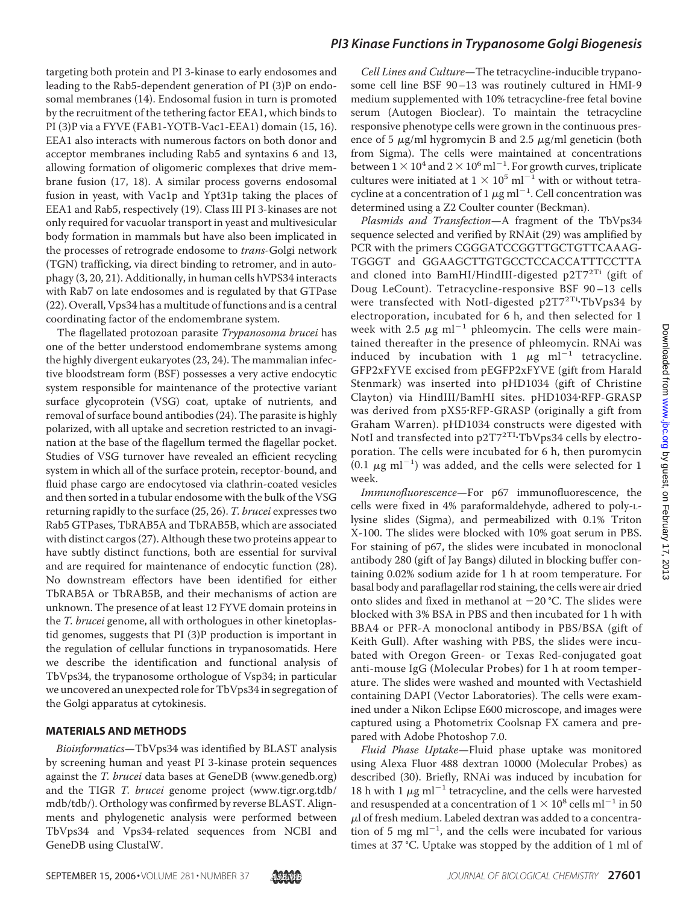targeting both protein and PI 3-kinase to early endosomes and leading to the Rab5-dependent generation of PI (3)P on endosomal membranes (14). Endosomal fusion in turn is promoted by the recruitment of the tethering factor EEA1, which binds to PI (3)P via a FYVE (FAB1-YOTB-Vac1-EEA1) domain (15, 16). EEA1 also interacts with numerous factors on both donor and acceptor membranes including Rab5 and syntaxins 6 and 13, allowing formation of oligomeric complexes that drive membrane fusion (17, 18). A similar process governs endosomal fusion in yeast, with Vac1p and Ypt31p taking the places of EEA1 and Rab5, respectively (19). Class III PI 3-kinases are not only required for vacuolar transport in yeast and multivesicular body formation in mammals but have also been implicated in the processes of retrograde endosome to *trans*-Golgi network (TGN) trafficking, via direct binding to retromer, and in autophagy (3, 20, 21). Additionally, in human cells hVPS34 interacts with Rab7 on late endosomes and is regulated by that GTPase (22). Overall, Vps34 has a multitude of functions and is a central coordinating factor of the endomembrane system.

The flagellated protozoan parasite *Trypanosoma brucei* has one of the better understood endomembrane systems among the highly divergent eukaryotes (23, 24). The mammalian infective bloodstream form (BSF) possesses a very active endocytic system responsible for maintenance of the protective variant surface glycoprotein (VSG) coat, uptake of nutrients, and removal of surface bound antibodies (24). The parasite is highly polarized, with all uptake and secretion restricted to an invagination at the base of the flagellum termed the flagellar pocket. Studies of VSG turnover have revealed an efficient recycling system in which all of the surface protein, receptor-bound, and fluid phase cargo are endocytosed via clathrin-coated vesicles and then sorted in a tubular endosome with the bulk of the VSG returning rapidly to the surface (25, 26). *T. brucei* expresses two Rab5 GTPases, TbRAB5A and TbRAB5B, which are associated with distinct cargos (27). Although these two proteins appear to have subtly distinct functions, both are essential for survival and are required for maintenance of endocytic function (28). No downstream effectors have been identified for either TbRAB5A or TbRAB5B, and their mechanisms of action are unknown. The presence of at least 12 FYVE domain proteins in the *T. brucei* genome, all with orthologues in other kinetoplastid genomes, suggests that PI (3)P production is important in the regulation of cellular functions in trypanosomatids. Here we describe the identification and functional analysis of TbVps34, the trypanosome orthologue of Vsp34; in particular we uncovered an unexpected role for TbVps34 in segregation of the Golgi apparatus at cytokinesis.

## MATERIALS AND METHODS

*Bioinformatics*—TbVps34 was identified by BLAST analysis by screening human and yeast PI 3-kinase protein sequences against the *T. brucei* data bases at GeneDB (www.genedb.org) and the TIGR *T. brucei* genome project (www.tigr.org.tdb/mdb/tdb/). Orthology was confirmed by reverse BLAST. Alignments and phylogenetic analysis were performed between TbVps34 and Vps34-related sequences from NCBI and GeneDB using ClustalW.

*Cell Lines and Culture*—The tetracycline-inducible trypanosome cell line BSF 90–13 was routinely cultured in HMI-9 medium supplemented with 10% tetracycline-free fetal bovine serum (Autogen Bioclear). To maintain the tetracycline responsive phenotype cells were grown in the continuous presence of 5 μg/ml hygromycin B and 2.5 μg/ml geneticin (both from Sigma). The cells were maintained at concentrations between $1 \times 10^4$ and $2 \times 10^6$ ml$^{-1}$. For growth curves, triplicate cultures were initiated at $1 \times 10^5$ ml$^{-1}$ with or without tetracycline at a concentration of 1 μg ml$^{-1}$. Cell concentration was determined using a Z2 Coulter counter (Beckman).

*Plasmids and Transfection*—A fragment of the TbVps34 sequence selected and verified by RNAit (29) was amplified by PCR with the primers CGGGATCCGGTTGCTGTTCAAAGTGGGT and GGAAGCTTGTGCCTCCACCATTTCCTTA and cloned into BamHI/HindIII-digested p2T7$^{2Ti}$ (gift of Doug LeCount). Tetracycline-responsive BSF 90–13 cells were transfected with NotI-digested p2T7$^{2Ti}$·TbVps34 by electroporation, incubated for 6 h, and then selected for 1 week with 2.5 μg ml$^{-1}$ phleomycin. The cells were maintained thereafter in the presence of phleomycin. RNAi was induced by incubation with 1 μg ml$^{-1}$ tetracycline. GFP2xFYVE excised from pEGFP2xFYVE (gift from Harald Stenmark) was inserted into pHD1034 (gift of Christine Clayton) via HindIII/BamHI sites. pHD1034·RFP-GRASP was derived from pXS5·RFP-GRASP (originally a gift from Graham Warren). pHD1034 constructs were digested with NotI and transfected into p2T7$^{2TI}$·TbVps34 cells by electroporation. The cells were incubated for 6 h, then puromycin (0.1 μg ml$^{-1}$) was added, and the cells were selected for 1 week.

*Immunofluorescence*—For p67 immunofluorescence, the cells were fixed in 4% paraformaldehyde, adhered to poly-L-lysine slides (Sigma), and permeabilized with 0.1% Triton X-100. The slides were blocked with 10% goat serum in PBS. For staining of p67, the slides were incubated in monoclonal antibody 280 (gift of Jay Bangs) diluted in blocking buffer containing 0.02% sodium azide for 1 h at room temperature. For basal body and paraflagellar rod staining, the cells were air dried onto slides and fixed in methanol at −20 °C. The slides were blocked with 3% BSA in PBS and then incubated for 1 h with BBA4 or PFR-A monoclonal antibody in PBS/BSA (gift of Keith Gull). After washing with PBS, the slides were incubated with Oregon Green- or Texas Red-conjugated goat anti-mouse IgG (Molecular Probes) for 1 h at room temperature. The slides were washed and mounted with Vectashield containing DAPI (Vector Laboratories). The cells were examined under a Nikon Eclipse E600 microscope, and images were captured using a Photometrix Coolsnap FX camera and prepared with Adobe Photoshop 7.0.

*Fluid Phase Uptake*—Fluid phase uptake was monitored using Alexa Fluor 488 dextran 10000 (Molecular Probes) as described (30). Briefly, RNAi was induced by incubation for 18 h with 1 μg ml$^{-1}$ tetracycline, and the cells were harvested and resuspended at a concentration of $1 \times 10^8$ cells ml$^{-1}$ in 50 μl of fresh medium. Labeled dextran was added to a concentration of 5 mg ml$^{-1}$, and the cells were incubated for various times at 37 °C. Uptake was stopped by the addition of 1 ml of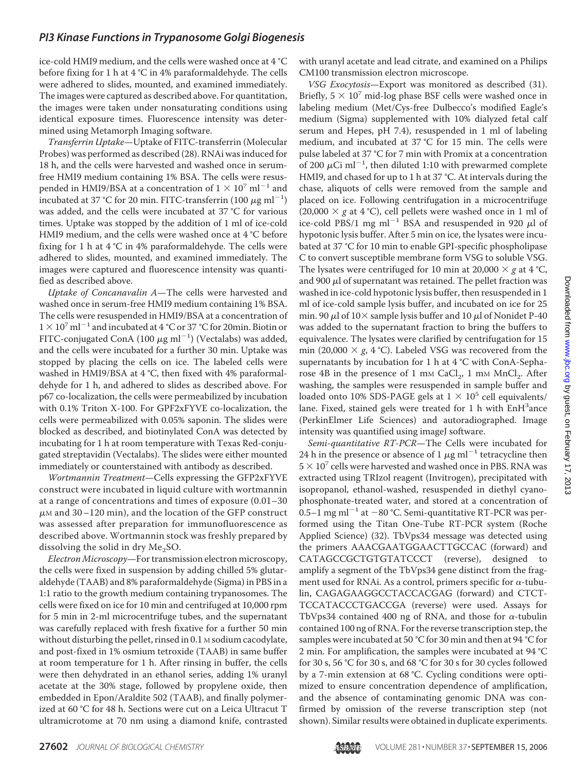ice-cold HMI9 medium, and the cells were washed once at 4 °C before fixing for 1 h at 4 °C in 4% paraformaldehyde. The cells were adhered to slides, mounted, and examined immediately. The images were captured as described above. For quantitation, the images were taken under nonsaturating conditions using identical exposure times. Fluorescence intensity was determined using Metamorph Imaging software.

*Transferrin Uptake*—Uptake of FITC-transferrin (Molecular Probes) was performed as described (28). RNAi was induced for 18 h, and the cells were harvested and washed once in serum-free HMI9 medium containing 1% BSA. The cells were resuspended in HMI9/BSA at a concentration of $1 \times 10^7$ ml$^{-1}$ and incubated at 37 °C for 20 min. FITC-transferrin (100 $\mu$g ml$^{-1}$) was added, and the cells were incubated at 37 °C for various times. Uptake was stopped by the addition of 1 ml of ice-cold HMI9 medium, and the cells were washed once at 4 °C before fixing for 1 h at 4 °C in 4% paraformaldehyde. The cells were adhered to slides, mounted, and examined immediately. The images were captured and fluorescence intensity was quantified as described above.

*Uptake of Concanavalin A*—The cells were harvested and washed once in serum-free HMI9 medium containing 1% BSA. The cells were resuspended in HMI9/BSA at a concentration of $1 \times 10^7$ ml$^{-1}$ and incubated at 4 °C or 37 °C for 20min. Biotin or FITC-conjugated ConA (100 $\mu$g ml$^{-1}$) (Vectalabs) was added, and the cells were incubated for a further 30 min. Uptake was stopped by placing the cells on ice. The labeled cells were washed in HMI9/BSA at 4 °C, then fixed with 4% paraformaldehyde for 1 h, and adhered to slides as described above. For p67 co-localization, the cells were permeabilized by incubation with 0.1% Triton X-100. For GPF2xFYVE co-localization, the cells were permeabilized with 0.05% saponin. The slides were blocked as described, and biotinylated ConA was detected by incubating for 1 h at room temperature with Texas Red-conjugated streptavidin (Vectalabs). The slides were either mounted immediately or counterstained with antibody as described.

*Wortmannin Treatment*—Cells expressing the GFP2xFYVE construct were incubated in liquid culture with wortmannin at a range of concentrations and times of exposure (0.01–30 $\mu$M and 30–120 min), and the location of the GFP construct was assessed after preparation for immunofluorescence as described above. Wortmannin stock was freshly prepared by dissolving the solid in dry $Me_2SO$.

*Electron Microscopy*—For transmission electron microscopy, the cells were fixed in suspension by adding chilled 5% glutaraldehyde (TAAB) and 8% paraformaldehyde (Sigma) in PBS in a 1:1 ratio to the growth medium containing trypanosomes. The cells were fixed on ice for 10 min and centrifuged at 10,000 rpm for 5 min in 2-ml microcentrifuge tubes, and the supernatant was carefully replaced with fresh fixative for a further 50 min without disturbing the pellet, rinsed in 0.1 M sodium cacodylate, and post-fixed in 1% osmium tetroxide (TAAB) in same buffer at room temperature for 1 h. After rinsing in buffer, the cells were then dehydrated in an ethanol series, adding 1% uranyl acetate at the 30% stage, followed by propylene oxide, then embedded in Epon/Araldite 502 (TAAB), and finally polymerized at 60 °C for 48 h. Sections were cut on a Leica Ultracut T ultramicrotome at 70 nm using a diamond knife, contrasted with uranyl acetate and lead citrate, and examined on a Philips CM100 transmission electron microscope.

*VSG Exocytosis*—Export was monitored as described (31). Briefly, $5 \times 10^7$ mid-log phase BSF cells were washed once in labeling medium (Met/Cys-free Dulbecco's modified Eagle's medium (Sigma) supplemented with 10% dialyzed fetal calf serum and Hepes, pH 7.4), resuspended in 1 ml of labeling medium, and incubated at 37 °C for 15 min. The cells were pulse labeled at 37 °C for 7 min with Promix at a concentration of 200 $\mu$Ci ml$^{-1}$, then diluted 1:10 with prewarmed complete HMI9, and chased for up to 1 h at 37 °C. At intervals during the chase, aliquots of cells were removed from the sample and placed on ice. Following centrifugation in a microcentrifuge ($20{,}000 \times g$ at 4 °C), cell pellets were washed once in 1 ml of ice-cold PBS/1 mg ml$^{-1}$ BSA and resuspended in 920 $\mu$l of hypotonic lysis buffer. After 5 min on ice, the lysates were incubated at 37 °C for 10 min to enable GPI-specific phospholipase C to convert susceptible membrane form VSG to soluble VSG. The lysates were centrifuged for 10 min at $20{,}000 \times g$ at 4 °C, and 900 $\mu$l of supernatant was retained. The pellet fraction was washed in ice-cold hypotonic lysis buffer, then resuspended in 1 ml of ice-cold sample lysis buffer, and incubated on ice for 25 min. 90 $\mu$l of 10× sample lysis buffer and 10 $\mu$l of Nonidet P-40 was added to the supernatant fraction to bring the buffers to equivalence. The lysates were clarified by centrifugation for 15 min ($20{,}000 \times g$, 4 °C). Labeled VSG was recovered from the supernatants by incubation for 1 h at 4 °C with ConA-Sepharose 4B in the presence of 1 mM $CaCl_2$, 1 mM $MnCl_2$. After washing, the samples were resuspended in sample buffer and loaded onto 10% SDS-PAGE gels at $1 \times 10^5$ cell equivalents/lane. Fixed, stained gels were treated for 1 h with EnH$^3$ance (PerkinElmer Life Sciences) and autoradiographed. Image intensity was quantified using imageJ software.

*Semi-quantitative RT-PCR*—The Cells were incubated for 24 h in the presence or absence of 1 $\mu$g ml$^{-1}$ tetracycline then $5 \times 10^7$ cells were harvested and washed once in PBS. RNA was extracted using TRIzol reagent (Invitrogen), precipitated with isopropanol, ethanol-washed, resuspended in diethyl cyanophosphonate-treated water, and stored at a concentration of 0.5–1 mg ml$^{-1}$ at −80 °C. Semi-quantitative RT-PCR was performed using the Titan One-Tube RT-PCR system (Roche Applied Science) (32). TbVps34 message was detected using the primers AAACGAATGGAACTTGCCAC (forward) and CATAGCCGCTGTGTATCCCT (reverse), designed to amplify a segment of the TbVps34 gene distinct from the fragment used for RNAi. As a control, primers specific for $\alpha$-tubulin, CAGAGAAGGCCTACCACGAG (forward) and CTCTTCCATACCCTGACCGA (reverse) were used. Assays for TbVps34 contained 400 ng of RNA, and those for $\alpha$-tubulin contained 100 ng of RNA. For the reverse transcription step, the samples were incubated at 50 °C for 30 min and then at 94 °C for 2 min. For amplification, the samples were incubated at 94 °C for 30 s, 56 °C for 30 s, and 68 °C for 30 s for 30 cycles followed by a 7-min extension at 68 °C. Cycling conditions were optimized to ensure concentration dependence of amplification, and the absence of contaminating genomic DNA was confirmed by omission of the reverse transcription step (not shown). Similar results were obtained in duplicate experiments.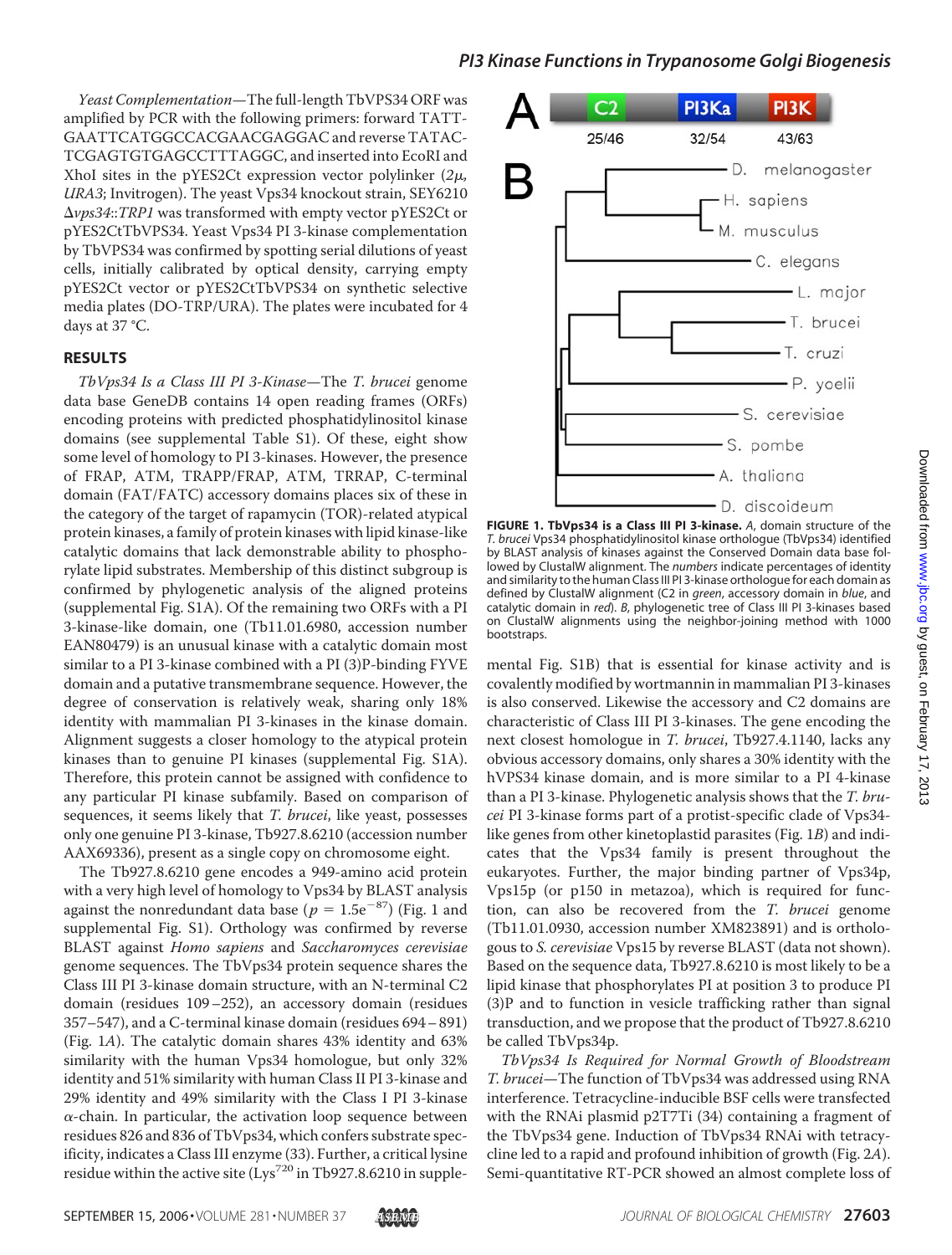*Yeast Complementation*—The full-length TbVPS34 ORF was amplified by PCR with the following primers: forward TATTGAATTCATGGCCACGAACGAGGAC and reverse TATACTCGAGTGTGAGCCTTTAGGC, and inserted into EcoRI and XhoI sites in the pYES2Ct expression vector polylinker ($2\mu$, *URA3*; Invitrogen). The yeast Vps34 knockout strain, SEY6210 Δ*vps34*::*TRP1* was transformed with empty vector pYES2Ct or pYES2CtTbVPS34. Yeast Vps34 PI 3-kinase complementation by TbVPS34 was confirmed by spotting serial dilutions of yeast cells, initially calibrated by optical density, carrying empty pYES2Ct vector or pYES2CtTbVPS34 on synthetic selective media plates (DO-TRP/URA). The plates were incubated for 4 days at 37 °C.

## RESULTS

*TbVps34 Is a Class III PI 3-Kinase*—The *T. brucei* genome data base GeneDB contains 14 open reading frames (ORFs) encoding proteins with predicted phosphatidylinositol kinase domains (see supplemental Table S1). Of these, eight show some level of homology to PI 3-kinases. However, the presence of FRAP, ATM, TRAPP/FRAP, ATM, TRRAP, C-terminal domain (FAT/FATC) accessory domains places six of these in the category of the target of rapamycin (TOR)-related atypical protein kinases, a family of protein kinases with lipid kinase-like catalytic domains that lack demonstrable ability to phosphorylate lipid substrates. Membership of this distinct subgroup is confirmed by phylogenetic analysis of the aligned proteins (supplemental Fig. S1A). Of the remaining two ORFs with a PI 3-kinase-like domain, one (Tb11.01.6980, accession number EAN80479) is an unusual kinase with a catalytic domain most similar to a PI 3-kinase combined with a PI (3)P-binding FYVE domain and a putative transmembrane sequence. However, the degree of conservation is relatively weak, sharing only 18% identity with mammalian PI 3-kinases in the kinase domain. Alignment suggests a closer homology to the atypical protein kinases than to genuine PI kinases (supplemental Fig. S1A). Therefore, this protein cannot be assigned with confidence to any particular PI kinase subfamily. Based on comparison of sequences, it seems likely that *T. brucei*, like yeast, possesses only one genuine PI 3-kinase, Tb927.8.6210 (accession number AAX69336), present as a single copy on chromosome eight.

The Tb927.8.6210 gene encodes a 949-amino acid protein with a very high level of homology to Vps34 by BLAST analysis against the nonredundant data base ($p = 1.5e^{-87}$) (Fig. 1 and supplemental Fig. S1). Orthology was confirmed by reverse BLAST against *Homo sapiens* and *Saccharomyces cerevisiae* genome sequences. The TbVps34 protein sequence shares the Class III PI 3-kinase domain structure, with an N-terminal C2 domain (residues 109–252), an accessory domain (residues 357–547), and a C-terminal kinase domain (residues 694–891) (Fig. 1*A*). The catalytic domain shares 43% identity and 63% similarity with the human Vps34 homologue, but only 32% identity and 51% similarity with human Class II PI 3-kinase and 29% identity and 49% similarity with the Class I PI 3-kinase α-chain. In particular, the activation loop sequence between residues 826 and 836 of TbVps34, which confers substrate specificity, indicates a Class III enzyme (33). Further, a critical lysine residue within the active site (Lys[720] in Tb927.8.6210 in supplemental Fig. S1B) that is essential for kinase activity and is covalently modified by wortmannin in mammalian PI 3-kinases is also conserved. Likewise the accessory and C2 domains are characteristic of Class III PI 3-kinases. The gene encoding the next closest homologue in *T. brucei*, Tb927.4.1140, lacks any obvious accessory domains, only shares a 30% identity with the hVPS34 kinase domain, and is more similar to a PI 4-kinase than a PI 3-kinase. Phylogenetic analysis shows that the *T. brucei* PI 3-kinase forms part of a protist-specific clade of Vps34-like genes from other kinetoplastid parasites (Fig. 1*B*) and indicates that the Vps34 family is present throughout the eukaryotes. Further, the major binding partner of Vps34p, Vps15p (or p150 in metazoa), which is required for function, can also be recovered from the *T. brucei* genome (Tb11.01.0930, accession number XM823891) and is orthologous to *S. cerevisiae* Vps15 by reverse BLAST (data not shown). Based on the sequence data, Tb927.8.6210 is most likely to be a lipid kinase that phosphorylates PI at position 3 to produce PI (3)P and to function in vesicle trafficking rather than signal transduction, and we propose that the product of Tb927.8.6210 be called TbVps34p.

**FIGURE 1. TbVps34 is a Class III PI 3-kinase.** *A*, domain structure of the *T. brucei* Vps34 phosphatidylinositol kinase orthologue (TbVps34) identified by BLAST analysis of kinases against the Conserved Domain data base followed by ClustalW alignment. The *numbers* indicate percentages of identity and similarity to the human Class III PI 3-kinase orthologue for each domain as defined by ClustalW alignment (C2 in *green*, accessory domain in *blue*, and catalytic domain in *red*). *B*, phylogenetic tree of Class III PI 3-kinases based on ClustalW alignments using the neighbor-joining method with 1000 bootstraps.

*TbVps34 Is Required for Normal Growth of Bloodstream T. brucei*—The function of TbVps34 was addressed using RNA interference. Tetracycline-inducible BSF cells were transfected with the RNAi plasmid p2T7Ti (34) containing a fragment of the TbVps34 gene. Induction of TbVps34 RNAi with tetracycline led to a rapid and profound inhibition of growth (Fig. 2*A*). Semi-quantitative RT-PCR showed an almost complete loss of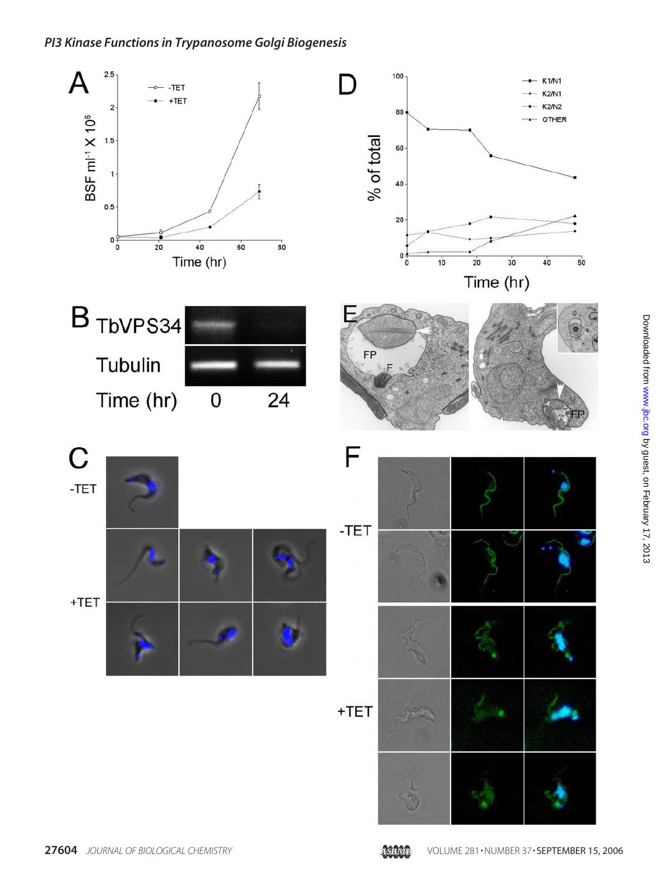A

BSF ml$^{-1}$ X 10$^6$

Time (hr)

-TET

+TET

B

TbVPS34

Tubulin

Time (hr) 0 24

C

-TET

+TET

D

% of total

Time (hr)

K1/N1

K2/N1

K2/N2

OTHER

E

FP

F

FP

F

-TET

+TET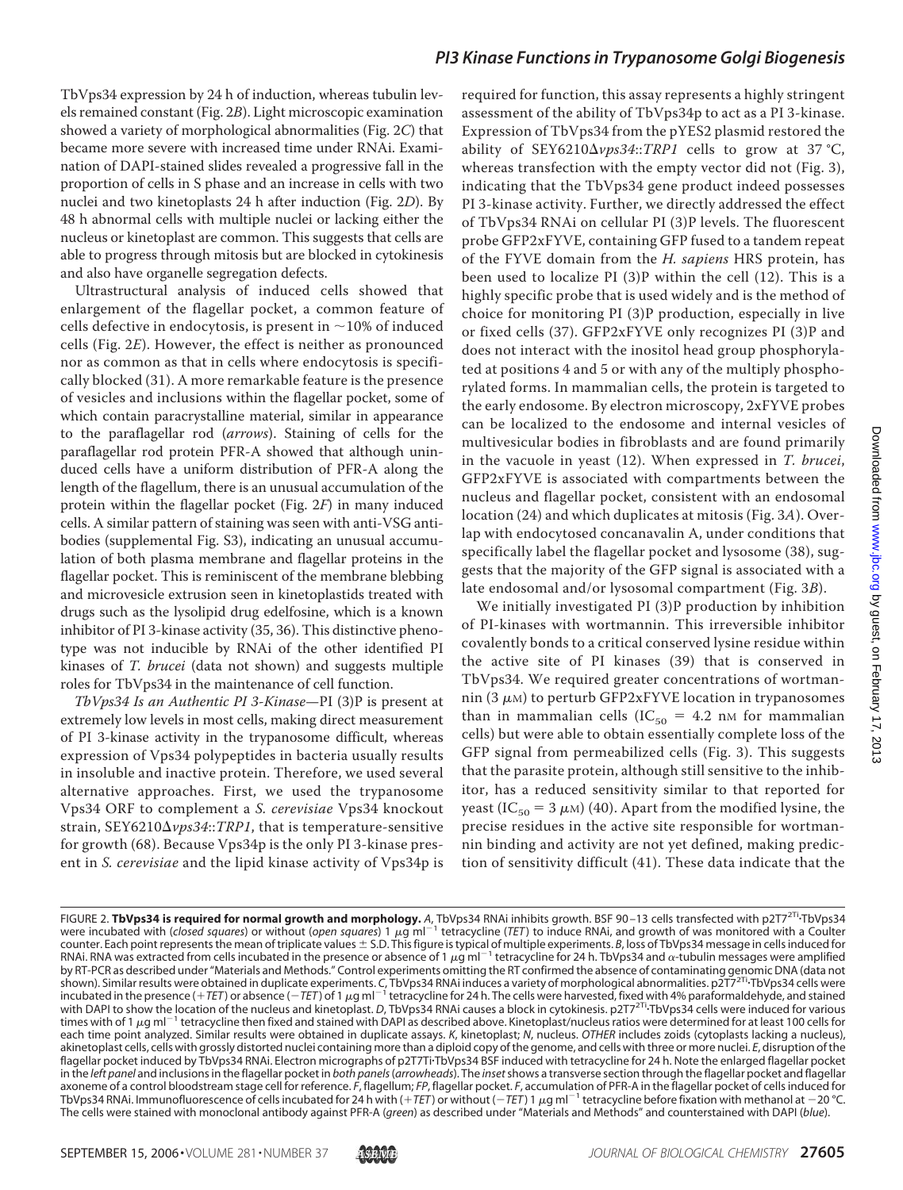TbVps34 expression by 24 h of induction, whereas tubulin levels remained constant (Fig. 2*B*). Light microscopic examination showed a variety of morphological abnormalities (Fig. 2*C*) that became more severe with increased time under RNAi. Examination of DAPI-stained slides revealed a progressive fall in the proportion of cells in S phase and an increase in cells with two nuclei and two kinetoplasts 24 h after induction (Fig. 2*D*). By 48 h abnormal cells with multiple nuclei or lacking either the nucleus or kinetoplast are common. This suggests that cells are able to progress through mitosis but are blocked in cytokinesis and also have organelle segregation defects.

Ultrastructural analysis of induced cells showed that enlargement of the flagellar pocket, a common feature of cells defective in endocytosis, is present in ~10% of induced cells (Fig. 2*E*). However, the effect is neither as pronounced nor as common as that in cells where endocytosis is specifically blocked (31). A more remarkable feature is the presence of vesicles and inclusions within the flagellar pocket, some of which contain paracrystalline material, similar in appearance to the paraflagellar rod (*arrows*). Staining of cells for the paraflagellar rod protein PFR-A showed that although uninduced cells have a uniform distribution of PFR-A along the length of the flagellum, there is an unusual accumulation of the protein within the flagellar pocket (Fig. 2*F*) in many induced cells. A similar pattern of staining was seen with anti-VSG antibodies (supplemental Fig. S3), indicating an unusual accumulation of both plasma membrane and flagellar proteins in the flagellar pocket. This is reminiscent of the membrane blebbing and microvesicle extrusion seen in kinetoplastids treated with drugs such as the lysolipid drug edelfosine, which is a known inhibitor of PI 3-kinase activity (35, 36). This distinctive phenotype was not inducible by RNAi of the other identified PI kinases of *T. brucei* (data not shown) and suggests multiple roles for TbVps34 in the maintenance of cell function.

*TbVps34 Is an Authentic PI 3-Kinase*—PI (3)P is present at extremely low levels in most cells, making direct measurement of PI 3-kinase activity in the trypanosome difficult, whereas expression of Vps34 polypeptides in bacteria usually results in insoluble and inactive protein. Therefore, we used several alternative approaches. First, we used the trypanosome Vps34 ORF to complement a *S. cerevisiae* Vps34 knockout strain, SEY6210Δ*vps34*::*TRP1*, that is temperature-sensitive for growth (68). Because Vps34p is the only PI 3-kinase present in *S. cerevisiae* and the lipid kinase activity of Vps34p is required for function, this assay represents a highly stringent assessment of the ability of TbVps34p to act as a PI 3-kinase. Expression of TbVps34 from the pYES2 plasmid restored the ability of SEY6210Δ*vps34*::*TRP1* cells to grow at 37 °C, whereas transfection with the empty vector did not (Fig. 3), indicating that the TbVps34 gene product indeed possesses PI 3-kinase activity. Further, we directly addressed the effect of TbVps34 RNAi on cellular PI (3)P levels. The fluorescent probe GFP2xFYVE, containing GFP fused to a tandem repeat of the FYVE domain from the *H. sapiens* HRS protein, has been used to localize PI (3)P within the cell (12). This is a highly specific probe that is used widely and is the method of choice for monitoring PI (3)P production, especially in live or fixed cells (37). GFP2xFYVE only recognizes PI (3)P and does not interact with the inositol head group phosphorylated at positions 4 and 5 or with any of the multiply phosphorylated forms. In mammalian cells, the protein is targeted to the early endosome. By electron microscopy, 2xFYVE probes can be localized to the endosome and internal vesicles of multivesicular bodies in fibroblasts and are found primarily in the vacuole in yeast (12). When expressed in *T. brucei*, GFP2xFYVE is associated with compartments between the nucleus and flagellar pocket, consistent with an endosomal location (24) and which duplicates at mitosis (Fig. 3*A*). Overlap with endocytosed concanavalin A, under conditions that specifically label the flagellar pocket and lysosome (38), suggests that the majority of the GFP signal is associated with a late endosomal and/or lysosomal compartment (Fig. 3*B*).

We initially investigated PI (3)P production by inhibition of PI-kinases with wortmannin. This irreversible inhibitor covalently bonds to a critical conserved lysine residue within the active site of PI kinases (39) that is conserved in TbVps34. We required greater concentrations of wortmannin (3 μM) to perturb GFP2xFYVE location in trypanosomes than in mammalian cells ($IC_{50}$ = 4.2 nM for mammalian cells) but were able to obtain essentially complete loss of the GFP signal from permeabilized cells (Fig. 3). This suggests that the parasite protein, although still sensitive to the inhibitor, has a reduced sensitivity similar to that reported for yeast ($IC_{50}$ = 3 μM) (40). Apart from the modified lysine, the precise residues in the active site responsible for wortmannin binding and activity are not yet defined, making prediction of sensitivity difficult (41). These data indicate that the

FIGURE 2. **TbVps34 is required for normal growth and morphology.** *A*, TbVps34 RNAi inhibits growth. BSF 90–13 cells transfected with p2T7[2Ti]·TbVps34 were incubated with (*closed squares*) or without (*open squares*) 1 μg ml$^{-1}$ tetracycline (*TET*) to induce RNAi, and growth of was monitored with a Coulter counter. Each point represents the mean of triplicate values ± S.D. This figure is typical of multiple experiments. *B*, loss of TbVps34 message in cells induced for RNAi. RNA was extracted from cells incubated in the presence or absence of 1 μg ml$^{-1}$ tetracycline for 24 h. TbVps34 and α-tubulin messages were amplified by RT-PCR as described under "Materials and Methods." Control experiments omitting the RT confirmed the absence of contaminating genomic DNA (data not shown). Similar results were obtained in duplicate experiments. *C*, TbVps34 RNAi induces a variety of morphological abnormalities. p2T7[2Ti]·TbVps34 cells were incubated in the presence (+*TET*) or absence (−*TET*) of 1 μg ml$^{-1}$ tetracycline for 24 h. The cells were harvested, fixed with 4% paraformaldehyde, and stained with DAPI to show the location of the nucleus and kinetoplast. *D*, TbVps34 RNAi causes a block in cytokinesis. p2T7[2Ti]·TbVps34 cells were induced for various times with of 1 μg ml$^{-1}$ tetracycline then fixed and stained with DAPI as described above. Kinetoplast/nucleus ratios were determined for at least 100 cells for each time point analyzed. Similar results were obtained in duplicate assays. *K*, kinetoplast; *N*, nucleus. *OTHER* includes zoids (cytoplasts lacking a nucleus), akinetoplast cells, cells with grossly distorted nuclei containing more than a diploid copy of the genome, and cells with three or more nuclei. *E*, disruption of the flagellar pocket induced by TbVps34 RNAi. Electron micrographs of p2T7Ti·TbVps34 BSF induced with tetracycline for 24 h. Note the enlarged flagellar pocket in the *left panel* and inclusions in the flagellar pocket in *both panels* (*arrowheads*). The *inset* shows a transverse section through the flagellar pocket and flagellar axoneme of a control bloodstream stage cell for reference. *F*, flagellum; *FP*, flagellar pocket. *F*, accumulation of PFR-A in the flagellar pocket of cells induced for TbVps34 RNAi. Immunofluorescence of cells incubated for 24 h with (+*TET*) or without (−*TET*) 1 μg ml$^{-1}$ tetracycline before fixation with methanol at −20 °C. The cells were stained with monoclonal antibody against PFR-A (*green*) as described under "Materials and Methods" and counterstained with DAPI (*blue*).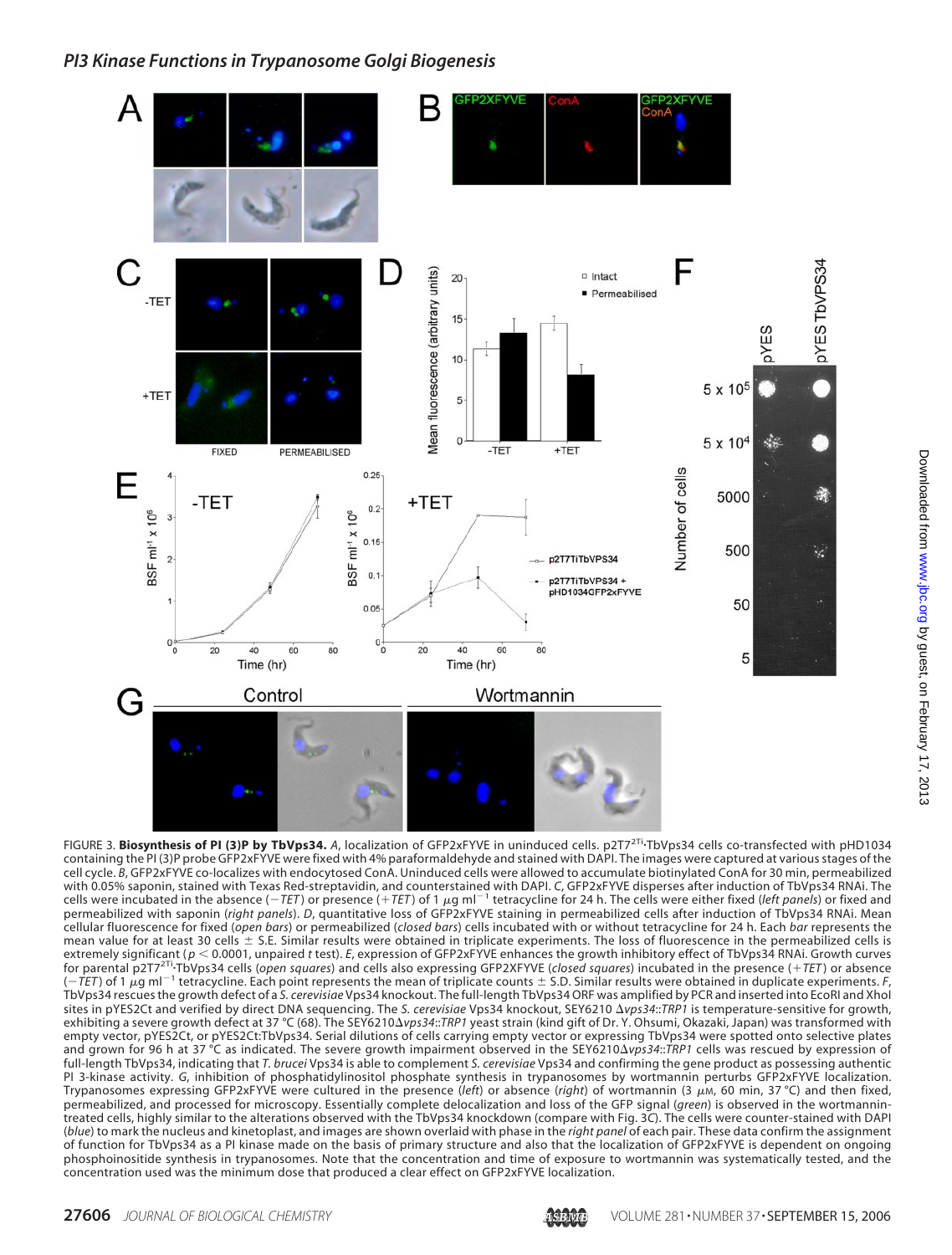FIGURE 3. **Biosynthesis of PI (3)P by TbVps34.** *A*, localization of GFP2xFYVE in uninduced cells. p2T7[2Ti]·TbVps34 cells co-transfected with pHD1034 containing the PI (3)P probe GFP2xFYVE were fixed with 4% paraformaldehyde and stained with DAPI. The images were captured at various stages of the cell cycle. *B*, GFP2xFYVE co-localizes with endocytosed ConA. Uninduced cells were allowed to accumulate biotinylated ConA for 30 min, permeabilized with 0.05% saponin, stained with Texas Red-streptavidin, and counterstained with DAPI. *C*, GFP2xFYVE disperses after induction of TbVps34 RNAi. The cells were incubated in the absence (−*TET*) or presence (+*TET*) of 1 $\mu$g ml$^{-1}$ tetracycline for 24 h. The cells were either fixed (*left panels*) or fixed and permeabilized with saponin (*right panels*). *D*, quantitative loss of GFP2xFYVE staining in permeabilized cells after induction of TbVps34 RNAi. Mean cellular fluorescence for fixed (*open bars*) or permeabilized (*closed bars*) cells incubated with or without tetracycline for 24 h. Each *bar* represents the mean value for at least 30 cells ± S.E. Similar results were obtained in triplicate experiments. The loss of fluorescence in the permeabilized cells is extremely significant ($p < 0.0001$, unpaired *t* test). *E*, expression of GFP2xFYVE enhances the growth inhibitory effect of TbVps34 RNAi. Growth curves for parental p2T7[2Ti]·TbVps34 cells (*open squares*) and cells also expressing GFP2xFYVE (*closed squares*) incubated in the presence (+*TET*) or absence (−*TET*) of 1 $\mu$g ml$^{-1}$ tetracycline. Each point represents the mean of triplicate counts ± S.D. Similar results were obtained in duplicate experiments. *F*, TbVps34 rescues the growth defect of a *S. cerevisiae* Vps34 knockout. The full-length TbVps34 ORF was amplified by PCR and inserted into EcoRI and XhoI sites in pYES2Ct and verified by direct DNA sequencing. The *S. cerevisiae* Vps34 knockout, SEY6210 Δ*vps34::TRP1* is temperature-sensitive for growth, exhibiting a severe growth defect at 37 °C (68). The SEY6210Δ*vps34::TRP1* yeast strain (kind gift of Dr. Y. Ohsumi, Okazaki, Japan) was transformed with empty vector, pYES2Ct, or pYES2Ct:TbVps34. Serial dilutions of cells carrying empty vector or expressing TbVps34 were spotted onto selective plates and grown for 96 h at 37 °C as indicated. The severe growth impairment observed in the SEY6210Δ*vps34::TRP1* cells was rescued by expression of full-length TbVps34, indicating that *T. brucei* Vps34 is able to complement *S. cerevisiae* Vps34 and confirming the gene product as possessing authentic PI 3-kinase activity. *G*, inhibition of phosphatidylinositol phosphate synthesis in trypanosomes by wortmannin perturbs GFP2xFYVE localization. Trypanosomes expressing GFP2xFYVE were cultured in the presence (*left*) or absence (*right*) of wortmannin (3 $\mu$M, 60 min, 37 °C) and then fixed, permeabilized, and processed for microscopy. Essentially complete delocalization and loss of the GFP signal (*green*) is observed in the wortmannin-treated cells, highly similar to the alterations observed with the TbVps34 knockdown (compare with Fig. 3*C*). The cells were counter-stained with DAPI (*blue*) to mark the nucleus and kinetoplast, and images are shown overlaid with phase in the *right panel* of each pair. These data confirm the assignment of function for TbVps34 as a PI kinase made on the basis of primary structure and also that the localization of GFP2xFYVE is dependent on ongoing phosphoinositide synthesis in trypanosomes. Note that the concentration and time of exposure to wortmannin was systematically tested, and the concentration used was the minimum dose that produced a clear effect on GFP2xFYVE localization.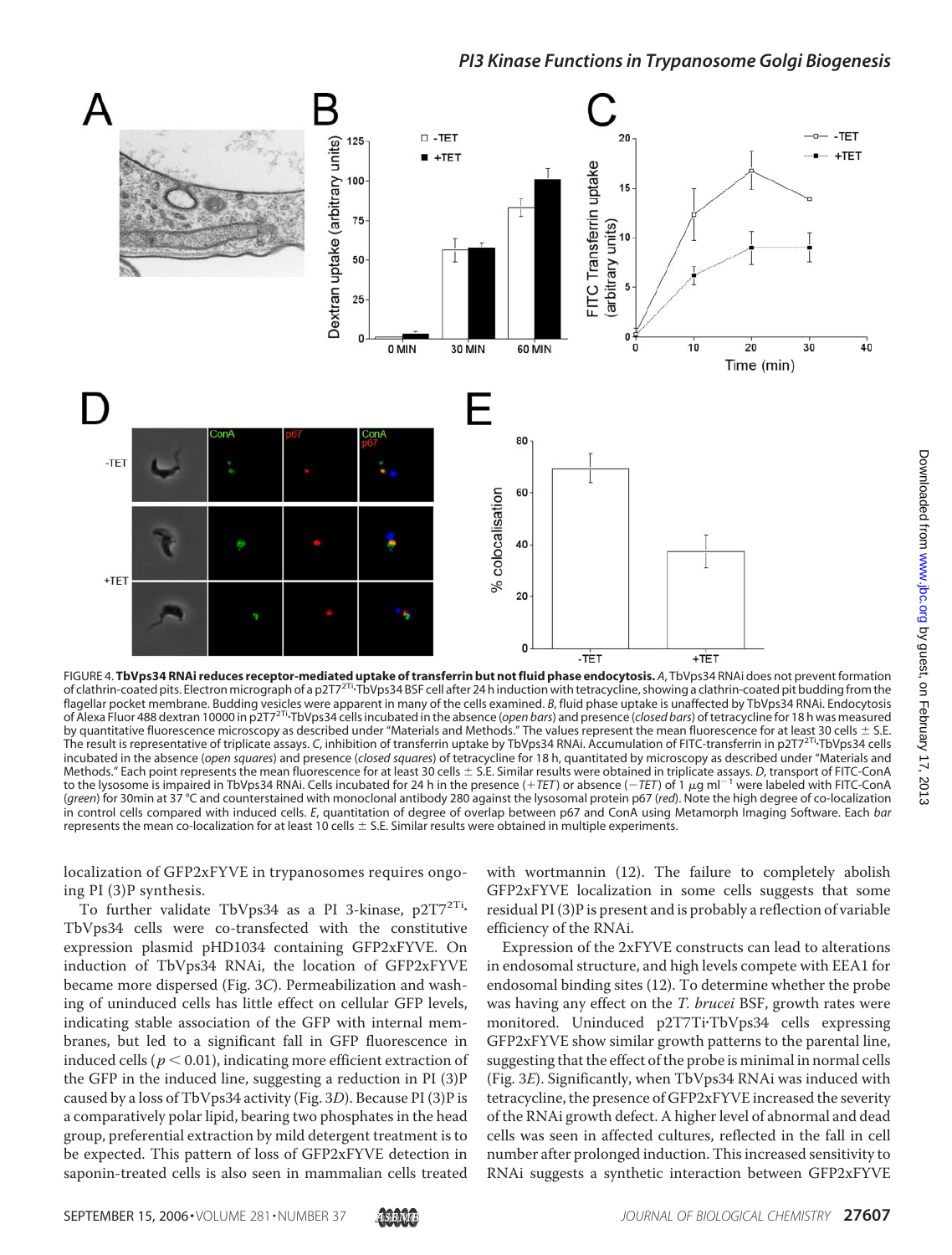FIGURE 4. **TbVps34 RNAi reduces receptor-mediated uptake of transferrin but not fluid phase endocytosis.** *A*, TbVps34 RNAi does not prevent formation of clathrin-coated pits. Electron micrograph of a p2T7$^{2Ti}$·TbVps34 BSF cell after 24 h induction with tetracycline, showing a clathrin-coated pit budding from the flagellar pocket membrane. Budding vesicles were apparent in many of the cells examined. *B*, fluid phase uptake is unaffected by TbVps34 RNAi. Endocytosis of Alexa Fluor 488 dextran 10000 in p2T7$^{2Ti}$·TbVps34 cells incubated in the absence (*open bars*) and presence (*closed bars*) of tetracycline for 18 h was measured by quantitative fluorescence microscopy as described under "Materials and Methods." The values represent the mean fluorescence for at least 30 cells ± S.E. The result is representative of triplicate assays. *C*, inhibition of transferrin uptake by TbVps34 RNAi. Accumulation of FITC-transferrin in p2T7$^{2Ti}$·TbVps34 cells incubated in the absence (*open squares*) and presence (*closed squares*) of tetracycline for 18 h, quantitated by microscopy as described under "Materials and Methods." Each point represents the mean fluorescence for at least 30 cells ± S.E. Similar results were obtained in triplicate assays. *D*, transport of FITC-ConA to the lysosome is impaired in TbVps34 RNAi. Cells incubated for 24 h in the presence (+*TET*) or absence (−*TET*) of 1 $\mu$g ml$^{-1}$ were labeled with FITC-ConA (*green*) for 30min at 37 °C and counterstained with monoclonal antibody 280 against the lysosomal protein p67 (*red*). Note the high degree of co-localization in control cells compared with induced cells. *E*, quantitation of degree of overlap between p67 and ConA using Metamorph Imaging Software. Each *bar* represents the mean co-localization for at least 10 cells ± S.E. Similar results were obtained in multiple experiments.

localization of GFP2xFYVE in trypanosomes requires ongoing PI (3)P synthesis.

To further validate TbVps34 as a PI 3-kinase, p2T7$^{2Ti}$·TbVps34 cells were co-transfected with the constitutive expression plasmid pHD1034 containing GFP2xFYVE. On induction of TbVps34 RNAi, the location of GFP2xFYVE became more dispersed (Fig. 3*C*). Permeabilization and washing of uninduced cells has little effect on cellular GFP levels, indicating stable association of the GFP with internal membranes, but led to a significant fall in GFP fluorescence in induced cells ($p < 0.01$), indicating more efficient extraction of the GFP in the induced line, suggesting a reduction in PI (3)P caused by a loss of TbVps34 activity (Fig. 3*D*). Because PI (3)P is a comparatively polar lipid, bearing two phosphates in the head group, preferential extraction by mild detergent treatment is to be expected. This pattern of loss of GFP2xFYVE detection in saponin-treated cells is also seen in mammalian cells treated with wortmannin (12). The failure to completely abolish GFP2xFYVE localization in some cells suggests that some residual PI (3)P is present and is probably a reflection of variable efficiency of the RNAi.

Expression of the 2xFYVE constructs can lead to alterations in endosomal structure, and high levels compete with EEA1 for endosomal binding sites (12). To determine whether the probe was having any effect on the *T. brucei* BSF, growth rates were monitored. Uninduced p2T7Ti·TbVps34 cells expressing GFP2xFYVE show similar growth patterns to the parental line, suggesting that the effect of the probe is minimal in normal cells (Fig. 3*E*). Significantly, when TbVps34 RNAi was induced with tetracycline, the presence of GFP2xFYVE increased the severity of the RNAi growth defect. A higher level of abnormal and dead cells was seen in affected cultures, reflected in the fall in cell number after prolonged induction. This increased sensitivity to RNAi suggests a synthetic interaction between GFP2xFYVE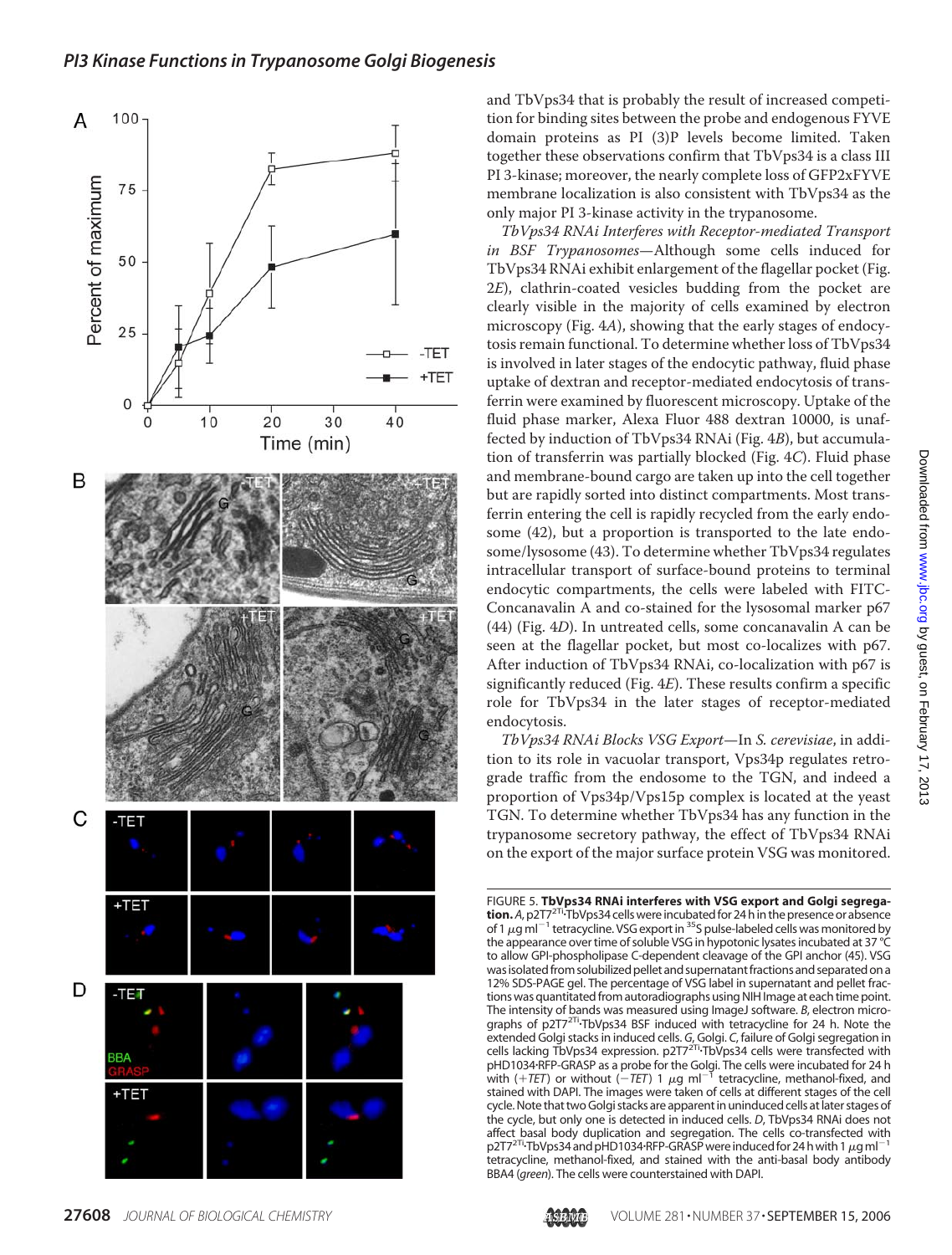and TbVps34 that is probably the result of increased competition for binding sites between the probe and endogenous FYVE domain proteins as PI (3)P levels become limited. Taken together these observations confirm that TbVps34 is a class III PI 3-kinase; moreover, the nearly complete loss of GFP2xFYVE membrane localization is also consistent with TbVps34 as the only major PI 3-kinase activity in the trypanosome.

*TbVps34 RNAi Interferes with Receptor-mediated Transport in BSF Trypanosomes*—Although some cells induced for TbVps34 RNAi exhibit enlargement of the flagellar pocket (Fig. 2*E*), clathrin-coated vesicles budding from the pocket are clearly visible in the majority of cells examined by electron microscopy (Fig. 4*A*), showing that the early stages of endocytosis remain functional. To determine whether loss of TbVps34 is involved in later stages of the endocytic pathway, fluid phase uptake of dextran and receptor-mediated endocytosis of transferrin were examined by fluorescent microscopy. Uptake of the fluid phase marker, Alexa Fluor 488 dextran 10000, is unaffected by induction of TbVps34 RNAi (Fig. 4*B*), but accumulation of transferrin was partially blocked (Fig. 4*C*). Fluid phase and membrane-bound cargo are taken up into the cell together but are rapidly sorted into distinct compartments. Most transferrin entering the cell is rapidly recycled from the early endosome (42), but a proportion is transported to the late endosome/lysosome (43). To determine whether TbVps34 regulates intracellular transport of surface-bound proteins to terminal endocytic compartments, the cells were labeled with FITC-Concanavalin A and co-stained for the lysosomal marker p67 (44) (Fig. 4*D*). In untreated cells, some concanavalin A can be seen at the flagellar pocket, but most co-localizes with p67. After induction of TbVps34 RNAi, co-localization with p67 is significantly reduced (Fig. 4*E*). These results confirm a specific role for TbVps34 in the later stages of receptor-mediated endocytosis.

*TbVps34 RNAi Blocks VSG Export*—In *S. cerevisiae*, in addition to its role in vacuolar transport, Vps34p regulates retrograde traffic from the endosome to the TGN, and indeed a proportion of Vps34p/Vps15p complex is located at the yeast TGN. To determine whether TbVps34 has any function in the trypanosome secretory pathway, the effect of TbVps34 RNAi on the export of the major surface protein VSG was monitored.

FIGURE 5. **TbVps34 RNAi interferes with VSG export and Golgi segregation.** *A*, p2T7[2TI]-TbVps34 cells were incubated for 24 h in the presence or absence of 1 $\mu$g ml$^{-1}$ tetracycline. VSG export in $^{35}$S pulse-labeled cells was monitored by the appearance over time of soluble VSG in hypotonic lysates incubated at 37 °C to allow GPI-phospholipase C-dependent cleavage of the GPI anchor (45). VSG was isolated from solubilized pellet and supernatant fractions and separated on a 12% SDS-PAGE gel. The percentage of VSG label in supernatant and pellet fractions was quantitated from autoradiographs using NIH Image at each time point. The intensity of bands was measured using ImageJ software. *B*, electron micrographs of p2T7[2TI]-TbVps34 BSF induced with tetracycline for 24 h. Note the extended Golgi stacks in induced cells. *G*, Golgi. *C*, failure of Golgi segregation in cells lacking TbVps34 expression. p2T7[2TI]-TbVps34 cells were transfected with pHD1034-RFP-GRASP as a probe for the Golgi. The cells were incubated for 24 h with (+*TET*) or without (−*TET*) 1 $\mu$g ml$^{-1}$ tetracycline, methanol-fixed, and stained with DAPI. The images were taken of cells at different stages of the cell cycle. Note that two Golgi stacks are apparent in uninduced cells at later stages of the cycle, but only one is detected in induced cells. *D*, TbVps34 RNAi does not affect basal body duplication and segregation. The cells co-transfected with p2T7[2TI]-TbVps34 and pHD1034-RFP-GRASP were induced for 24 h with 1 $\mu$g ml$^{-1}$ tetracycline, methanol-fixed, and stained with the anti-basal body antibody BBA4 (*green*). The cells were counterstained with DAPI.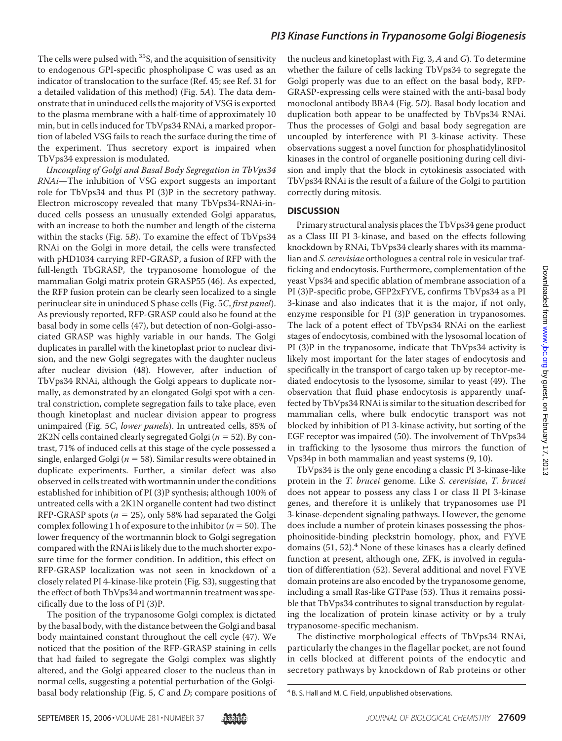The cells were pulsed with $^{35}S$, and the acquisition of sensitivity to endogenous GPI-specific phospholipase C was used as an indicator of translocation to the surface (Ref. 45; see Ref. 31 for a detailed validation of this method) (Fig. 5*A*). The data demonstrate that in uninduced cells the majority of VSG is exported to the plasma membrane with a half-time of approximately 10 min, but in cells induced for TbVps34 RNAi, a marked proportion of labeled VSG fails to reach the surface during the time of the experiment. Thus secretory export is impaired when TbVps34 expression is modulated.

*Uncoupling of Golgi and Basal Body Segregation in TbVps34 RNAi*—The inhibition of VSG export suggests an important role for TbVps34 and thus PI (3)P in the secretory pathway. Electron microscopy revealed that many TbVps34-RNAi-induced cells possess an unusually extended Golgi apparatus, with an increase to both the number and length of the cisterna within the stacks (Fig. 5*B*). To examine the effect of TbVps34 RNAi on the Golgi in more detail, the cells were transfected with pHD1034 carrying RFP-GRASP, a fusion of RFP with the full-length TbGRASP, the trypanosome homologue of the mammalian Golgi matrix protein GRASP55 (46). As expected, the RFP fusion protein can be clearly seen localized to a single perinuclear site in uninduced S phase cells (Fig. 5*C*, *first panel*). As previously reported, RFP-GRASP could also be found at the basal body in some cells (47), but detection of non-Golgi-associated GRASP was highly variable in our hands. The Golgi duplicates in parallel with the kinetoplast prior to nuclear division, and the new Golgi segregates with the daughter nucleus after nuclear division (48). However, after induction of TbVps34 RNAi, although the Golgi appears to duplicate normally, as demonstrated by an elongated Golgi spot with a central constriction, complete segregation fails to take place, even though kinetoplast and nuclear division appear to progress unimpaired (Fig. 5*C*, *lower panels*). In untreated cells, 85% of 2K2N cells contained clearly segregated Golgi ($n = 52$). By contrast, 71% of induced cells at this stage of the cycle possessed a single, enlarged Golgi ($n = 58$). Similar results were obtained in duplicate experiments. Further, a similar defect was also observed in cells treated with wortmannin under the conditions established for inhibition of PI (3)P synthesis; although 100% of untreated cells with a 2K1N organelle content had two distinct RFP-GRASP spots ($n = 25$), only 58% had separated the Golgi complex following 1 h of exposure to the inhibitor ($n = 50$). The lower frequency of the wortmannin block to Golgi segregation compared with the RNAi is likely due to the much shorter exposure time for the former condition. In addition, this effect on RFP-GRASP localization was not seen in knockdown of a closely related PI 4-kinase-like protein (Fig. S3), suggesting that the effect of both TbVps34 and wortmannin treatment was specifically due to the loss of PI (3)P.

The position of the trypanosome Golgi complex is dictated by the basal body, with the distance between the Golgi and basal body maintained constant throughout the cell cycle (47). We noticed that the position of the RFP-GRASP staining in cells that had failed to segregate the Golgi complex was slightly altered, and the Golgi appeared closer to the nucleus than in normal cells, suggesting a potential perturbation of the Golgi-basal body relationship (Fig. 5, *C* and *D*; compare positions of the nucleus and kinetoplast with Fig. 3, *A* and *G*). To determine whether the failure of cells lacking TbVps34 to segregate the Golgi properly was due to an effect on the basal body, RFP-GRASP-expressing cells were stained with the anti-basal body monoclonal antibody BBA4 (Fig. 5*D*). Basal body location and duplication both appear to be unaffected by TbVps34 RNAi. Thus the processes of Golgi and basal body segregation are uncoupled by interference with PI 3-kinase activity. These observations suggest a novel function for phosphatidylinositol kinases in the control of organelle positioning during cell division and imply that the block in cytokinesis associated with TbVps34 RNAi is the result of a failure of the Golgi to partition correctly during mitosis.

## DISCUSSION

Primary structural analysis places the TbVps34 gene product as a Class III PI 3-kinase, and based on the effects following knockdown by RNAi, TbVps34 clearly shares with its mammalian and *S. cerevisiae* orthologues a central role in vesicular trafficking and endocytosis. Furthermore, complementation of the yeast Vps34 and specific ablation of membrane association of a PI (3)P-specific probe, GFP2xFYVE, confirms TbVps34 as a PI 3-kinase and also indicates that it is the major, if not only, enzyme responsible for PI (3)P generation in trypanosomes. The lack of a potent effect of TbVps34 RNAi on the earliest stages of endocytosis, combined with the lysosomal location of PI (3)P in the trypanosome, indicate that TbVps34 activity is likely most important for the later stages of endocytosis and specifically in the transport of cargo taken up by receptor-mediated endocytosis to the lysosome, similar to yeast (49). The observation that fluid phase endocytosis is apparently unaffected by TbVps34 RNAi is similar to the situation described for mammalian cells, where bulk endocytic transport was not blocked by inhibition of PI 3-kinase activity, but sorting of the EGF receptor was impaired (50). The involvement of TbVps34 in trafficking to the lysosome thus mirrors the function of Vps34p in both mammalian and yeast systems (9, 10).

TbVps34 is the only gene encoding a classic PI 3-kinase-like protein in the *T. brucei* genome. Like *S. cerevisiae*, *T. brucei* does not appear to possess any class I or class II PI 3-kinase genes, and therefore it is unlikely that trypanosomes use PI 3-kinase-dependent signaling pathways. However, the genome does include a number of protein kinases possessing the phosphoinositide-binding pleckstrin homology, phox, and FYVE domains (51, 52).[4] None of these kinases has a clearly defined function at present, although one, ZFK, is involved in regulation of differentiation (52). Several additional and novel FYVE domain proteins are also encoded by the trypanosome genome, including a small Ras-like GTPase (53). Thus it remains possible that TbVps34 contributes to signal transduction by regulating the localization of protein kinase activity or by a truly trypanosome-specific mechanism.

The distinctive morphological effects of TbVps34 RNAi, particularly the changes in the flagellar pocket, are not found in cells blocked at different points of the endocytic and secretory pathways by knockdown of Rab proteins or other

[4] B. S. Hall and M. C. Field, unpublished observations.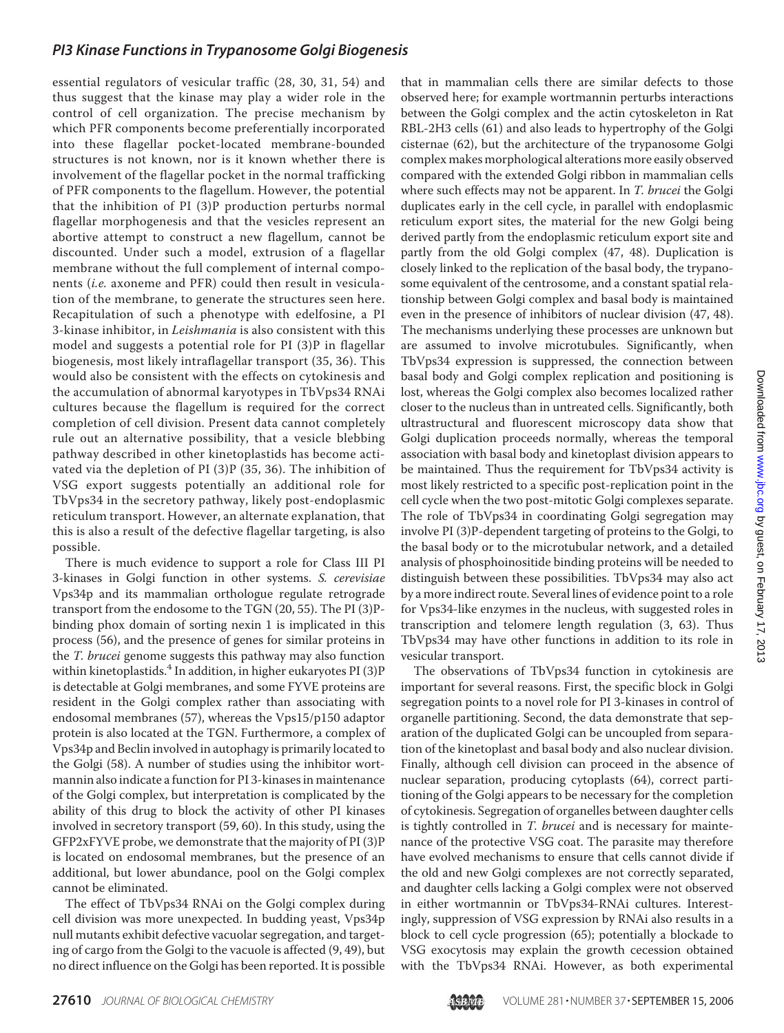essential regulators of vesicular traffic (28, 30, 31, 54) and thus suggest that the kinase may play a wider role in the control of cell organization. The precise mechanism by which PFR components become preferentially incorporated into these flagellar pocket-located membrane-bounded structures is not known, nor is it known whether there is involvement of the flagellar pocket in the normal trafficking of PFR components to the flagellum. However, the potential that the inhibition of PI (3)P production perturbs normal flagellar morphogenesis and that the vesicles represent an abortive attempt to construct a new flagellum, cannot be discounted. Under such a model, extrusion of a flagellar membrane without the full complement of internal components (*i.e.* axoneme and PFR) could then result in vesiculation of the membrane, to generate the structures seen here. Recapitulation of such a phenotype with edelfosine, a PI 3-kinase inhibitor, in *Leishmania* is also consistent with this model and suggests a potential role for PI (3)P in flagellar biogenesis, most likely intraflagellar transport (35, 36). This would also be consistent with the effects on cytokinesis and the accumulation of abnormal karyotypes in TbVps34 RNAi cultures because the flagellum is required for the correct completion of cell division. Present data cannot completely rule out an alternative possibility, that a vesicle blebbing pathway described in other kinetoplastids has become activated via the depletion of PI (3)P (35, 36). The inhibition of VSG export suggests potentially an additional role for TbVps34 in the secretory pathway, likely post-endoplasmic reticulum transport. However, an alternate explanation, that this is also a result of the defective flagellar targeting, is also possible.

There is much evidence to support a role for Class III PI 3-kinases in Golgi function in other systems. *S. cerevisiae* Vps34p and its mammalian orthologue regulate retrograde transport from the endosome to the TGN (20, 55). The PI (3)P-binding phox domain of sorting nexin 1 is implicated in this process (56), and the presence of genes for similar proteins in the *T. brucei* genome suggests this pathway may also function within kinetoplastids.[4] In addition, in higher eukaryotes PI (3)P is detectable at Golgi membranes, and some FYVE proteins are resident in the Golgi complex rather than associating with endosomal membranes (57), whereas the Vps15/p150 adaptor protein is also located at the TGN. Furthermore, a complex of Vps34p and Beclin involved in autophagy is primarily located to the Golgi (58). A number of studies using the inhibitor wortmannin also indicate a function for PI 3-kinases in maintenance of the Golgi complex, but interpretation is complicated by the ability of this drug to block the activity of other PI kinases involved in secretory transport (59, 60). In this study, using the GFP2xFYVE probe, we demonstrate that the majority of PI (3)P is located on endosomal membranes, but the presence of an additional, but lower abundance, pool on the Golgi complex cannot be eliminated.

The effect of TbVps34 RNAi on the Golgi complex during cell division was more unexpected. In budding yeast, Vps34p null mutants exhibit defective vacuolar segregation, and targeting of cargo from the Golgi to the vacuole is affected (9, 49), but no direct influence on the Golgi has been reported. It is possible that in mammalian cells there are similar defects to those observed here; for example wortmannin perturbs interactions between the Golgi complex and the actin cytoskeleton in Rat RBL-2H3 cells (61) and also leads to hypertrophy of the Golgi cisternae (62), but the architecture of the trypanosome Golgi complex makes morphological alterations more easily observed compared with the extended Golgi ribbon in mammalian cells where such effects may not be apparent. In *T. brucei* the Golgi duplicates early in the cell cycle, in parallel with endoplasmic reticulum export sites, the material for the new Golgi being derived partly from the endoplasmic reticulum export site and partly from the old Golgi complex (47, 48). Duplication is closely linked to the replication of the basal body, the trypanosome equivalent of the centrosome, and a constant spatial relationship between Golgi complex and basal body is maintained even in the presence of inhibitors of nuclear division (47, 48). The mechanisms underlying these processes are unknown but are assumed to involve microtubules. Significantly, when TbVps34 expression is suppressed, the connection between basal body and Golgi complex replication and positioning is lost, whereas the Golgi complex also becomes localized rather closer to the nucleus than in untreated cells. Significantly, both ultrastructural and fluorescent microscopy data show that Golgi duplication proceeds normally, whereas the temporal association with basal body and kinetoplast division appears to be maintained. Thus the requirement for TbVps34 activity is most likely restricted to a specific post-replication point in the cell cycle when the two post-mitotic Golgi complexes separate. The role of TbVps34 in coordinating Golgi segregation may involve PI (3)P-dependent targeting of proteins to the Golgi, to the basal body or to the microtubular network, and a detailed analysis of phosphoinositide binding proteins will be needed to distinguish between these possibilities. TbVps34 may also act by a more indirect route. Several lines of evidence point to a role for Vps34-like enzymes in the nucleus, with suggested roles in transcription and telomere length regulation (3, 63). Thus TbVps34 may have other functions in addition to its role in vesicular transport.

The observations of TbVps34 function in cytokinesis are important for several reasons. First, the specific block in Golgi segregation points to a novel role for PI 3-kinases in control of organelle partitioning. Second, the data demonstrate that separation of the duplicated Golgi can be uncoupled from separation of the kinetoplast and basal body and also nuclear division. Finally, although cell division can proceed in the absence of nuclear separation, producing cytoplasts (64), correct partitioning of the Golgi appears to be necessary for the completion of cytokinesis. Segregation of organelles between daughter cells is tightly controlled in *T. brucei* and is necessary for maintenance of the protective VSG coat. The parasite may therefore have evolved mechanisms to ensure that cells cannot divide if the old and new Golgi complexes are not correctly separated, and daughter cells lacking a Golgi complex were not observed in either wortmannin or TbVps34-RNAi cultures. Interestingly, suppression of VSG expression by RNAi also results in a block to cell cycle progression (65); potentially a blockade to VSG exocytosis may explain the growth cecession obtained with the TbVps34 RNAi. However, as both experimental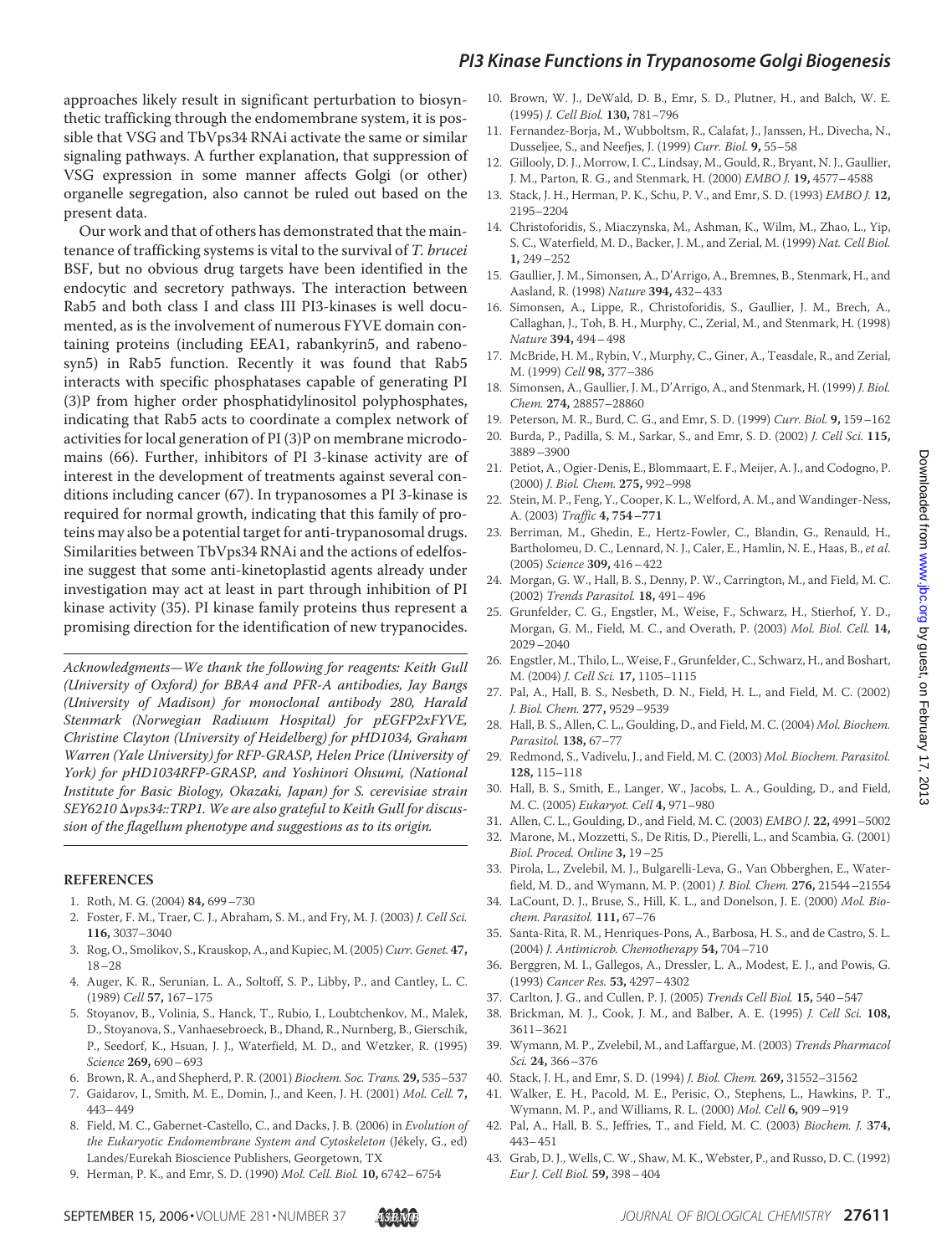approaches likely result in significant perturbation to biosynthetic trafficking through the endomembrane system, it is possible that VSG and TbVps34 RNAi activate the same or similar signaling pathways. A further explanation, that suppression of VSG expression in some manner affects Golgi (or other) organelle segregation, also cannot be ruled out based on the present data.

Our work and that of others has demonstrated that the maintenance of trafficking systems is vital to the survival of *T. brucei* BSF, but no obvious drug targets have been identified in the endocytic and secretory pathways. The interaction between Rab5 and both class I and class III PI3-kinases is well documented, as is the involvement of numerous FYVE domain containing proteins (including EEA1, rabankyrin5, and rabenosyn5) in Rab5 function. Recently it was found that Rab5 interacts with specific phosphatases capable of generating PI (3)P from higher order phosphatidylinositol polyphosphates, indicating that Rab5 acts to coordinate a complex network of activities for local generation of PI (3)P on membrane microdomains (66). Further, inhibitors of PI 3-kinase activity are of interest in the development of treatments against several conditions including cancer (67). In trypanosomes a PI 3-kinase is required for normal growth, indicating that this family of proteins may also be a potential target for anti-trypanosomal drugs. Similarities between TbVps34 RNAi and the actions of edelfosine suggest that some anti-kinetoplastid agents already under investigation may act at least in part through inhibition of PI kinase activity (35). PI kinase family proteins thus represent a promising direction for the identification of new trypanocides.

*Acknowledgments—We thank the following for reagents: Keith Gull (University of Oxford) for BBA4 and PFR-A antibodies, Jay Bangs (University of Madison) for monoclonal antibody 280, Harald Stenmark (Norwegian Radiuum Hospital) for pEGFP2xFYVE, Christine Clayton (University of Heidelberg) for pHD1034, Graham Warren (Yale University) for RFP-GRASP, Helen Price (University of York) for pHD1034RFP-GRASP, and Yoshinori Ohsumi, (National Institute for Basic Biology, Okazaki, Japan) for S. cerevisiae strain SEY6210 Δvps34::TRP1. We are also grateful to Keith Gull for discussion of the flagellum phenotype and suggestions as to its origin.*

## REFERENCES

1. Roth, M. G. (2004) **84,** 699–730
2. Foster, F. M., Traer, C. J., Abraham, S. M., and Fry, M. J. (2003) *J. Cell Sci.* **116,** 3037–3040
3. Rog, O., Smolikov, S., Krauskop, A., and Kupiec, M. (2005) *Curr. Genet.* **47,** 18–28
4. Auger, K. R., Serunian, L. A., Soltoff, S. P., Libby, P., and Cantley, L. C. (1989) *Cell* **57,** 167–175
5. Stoyanov, B., Volinia, S., Hanck, T., Rubio, I., Loubtchenkov, M., Malek, D., Stoyanova, S., Vanhaesebroeck, B., Dhand, R., Nurnberg, B., Gierschik, P., Seedorf, K., Hsuan, J. J., Waterfield, M. D., and Wetzker, R. (1995) *Science* **269,** 690–693
6. Brown, R. A., and Shepherd, P. R. (2001) *Biochem. Soc. Trans.* **29,** 535–537
7. Gaidarov, I., Smith, M. E., Domin, J., and Keen, J. H. (2001) *Mol. Cell.* **7,** 443–449
8. Field, M. C., Gabernet-Castello, C., and Dacks, J. B. (2006) in *Evolution of the Eukaryotic Endomembrane System and Cytoskeleton* (Jékely, G., ed) Landes/Eurekah Bioscience Publishers, Georgetown, TX
9. Herman, P. K., and Emr, S. D. (1990) *Mol. Cell. Biol.* **10,** 6742–6754
10. Brown, W. J., DeWald, D. B., Emr, S. D., Plutner, H., and Balch, W. E. (1995) *J. Cell Biol.* **130,** 781–796
11. Fernandez-Borja, M., Wubboltsm, R., Calafat, J., Janssen, H., Divecha, N., Dusseljee, S., and Neefjes, J. (1999) *Curr. Biol.* **9,** 55–58
12. Gillooly, D. J., Morrow, I. C., Lindsay, M., Gould, R., Bryant, N. J., Gaullier, J. M., Parton, R. G., and Stenmark, H. (2000) *EMBO J.* **19,** 4577–4588
13. Stack, J. H., Herman, P. K., Schu, P. V., and Emr, S. D. (1993) *EMBO J.* **12,** 2195–2204
14. Christoforidis, S., Miaczynska, M., Ashman, K., Wilm, M., Zhao, L., Yip, S. C., Waterfield, M. D., Backer, J. M., and Zerial, M. (1999) *Nat. Cell Biol.* **1,** 249–252
15. Gaullier, J. M., Simonsen, A., D'Arrigo, A., Bremnes, B., Stenmark, H., and Aasland, R. (1998) *Nature* **394,** 432–433
16. Simonsen, A., Lippe, R., Christoforidis, S., Gaullier, J. M., Brech, A., Callaghan, J., Toh, B. H., Murphy, C., Zerial, M., and Stenmark, H. (1998) *Nature* **394,** 494–498
17. McBride, H. M., Rybin, V., Murphy, C., Giner, A., Teasdale, R., and Zerial, M. (1999) *Cell* **98,** 377–386
18. Simonsen, A., Gaullier, J. M., D'Arrigo, A., and Stenmark, H. (1999) *J. Biol. Chem.* **274,** 28857–28860
19. Peterson, M. R., Burd, C. G., and Emr, S. D. (1999) *Curr. Biol.* **9,** 159–162
20. Burda, P., Padilla, S. M., Sarkar, S., and Emr, S. D. (2002) *J. Cell Sci.* **115,** 3889–3900
21. Petiot, A., Ogier-Denis, E., Blommaart, E. F., Meijer, A. J., and Codogno, P. (2000) *J. Biol. Chem.* **275,** 992–998
22. Stein, M. P., Feng, Y., Cooper, K. L., Welford, A. M., and Wandinger-Ness, A. (2003) *Traffic* **4,** 754–771
23. Berriman, M., Ghedin, E., Hertz-Fowler, C., Blandin, G., Renauld, H., Bartholomeu, D. C., Lennard, N. J., Caler, E., Hamlin, N. E., Haas, B., *et al.* (2005) *Science* **309,** 416–422
24. Morgan, G. W., Hall, B. S., Denny, P. W., Carrington, M., and Field, M. C. (2002) *Trends Parasitol.* **18,** 491–496
25. Grunfelder, C. G., Engstler, M., Weise, F., Schwarz, H., Stierhof, Y. D., Morgan, G. M., Field, M. C., and Overath, P. (2003) *Mol. Biol. Cell.* **14,** 2029–2040
26. Engstler, M., Thilo, L., Weise, F., Grunfelder, C., Schwarz, H., and Boshart, M. (2004) *J. Cell Sci.* **17,** 1105–1115
27. Pal, A., Hall, B. S., Nesbeth, D. N., Field, H. L., and Field, M. C. (2002) *J. Biol. Chem.* **277,** 9529–9539
28. Hall, B. S., Allen, C. L., Goulding, D., and Field, M. C. (2004) *Mol. Biochem. Parasitol.* **138,** 67–77
29. Redmond, S., Vadivelu, J., and Field, M. C. (2003) *Mol. Biochem. Parasitol.* **128,** 115–118
30. Hall, B. S., Smith, E., Langer, W., Jacobs, L. A., Goulding, D., and Field, M. C. (2005) *Eukaryot. Cell* **4,** 971–980
31. Allen, C. L., Goulding, D., and Field, M. C. (2003) *EMBO J.* **22,** 4991–5002
32. Marone, M., Mozzetti, S., De Ritis, D., Pierelli, L., and Scambia, G. (2001) *Biol. Proced. Online* **3,** 19–25
33. Pirola, L., Zvelebil, M. J., Bulgarelli-Leva, G., Van Obberghen, E., Waterfield, M. D., and Wymann, M. P. (2001) *J. Biol. Chem.* **276,** 21544–21554
34. LaCount, D. J., Bruse, S., Hill, K. L., and Donelson, J. E. (2000) *Mol. Biochem. Parasitol.* **111,** 67–76
35. Santa-Rita, R. M., Henriques-Pons, A., Barbosa, H. S., and de Castro, S. L. (2004) *J. Antimicrob. Chemotherapy* **54,** 704–710
36. Berggren, M. I., Gallegos, A., Dressler, L. A., Modest, E. J., and Powis, G. (1993) *Cancer Res.* **53,** 4297–4302
37. Carlton, J. G., and Cullen, P. J. (2005) *Trends Cell Biol.* **15,** 540–547
38. Brickman, M. J., Cook, J. M., and Balber, A. E. (1995) *J. Cell Sci.* **108,** 3611–3621
39. Wymann, M. P., Zvelebil, M., and Laffargue, M. (2003) *Trends Pharmacol Sci.* **24,** 366–376
40. Stack, J. H., and Emr, S. D. (1994) *J. Biol. Chem.* **269,** 31552–31562
41. Walker, E. H., Pacold, M. E., Perisic, O., Stephens, L., Hawkins, P. T., Wymann, M. P., and Williams, R. L. (2000) *Mol. Cell* **6,** 909–919
42. Pal, A., Hall, B. S., Jeffries, T., and Field, M. C. (2003) *Biochem. J.* **374,** 443–451
43. Grab, D. J., Wells, C. W., Shaw, M. K., Webster, P., and Russo, D. C. (1992) *Eur J. Cell Biol.* **59,** 398–404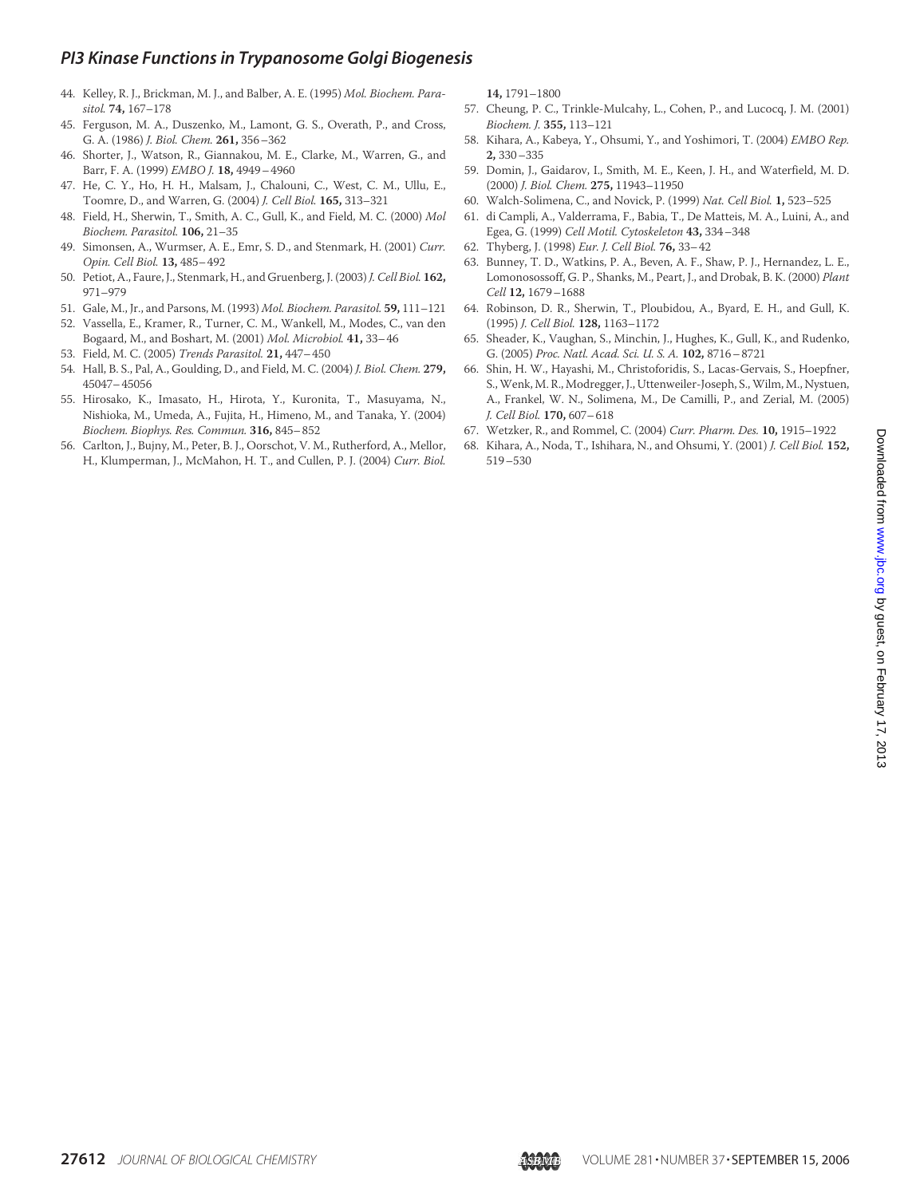44. Kelley, R. J., Brickman, M. J., and Balber, A. E. (1995) *Mol. Biochem. Parasitol.* **74,** 167–178
45. Ferguson, M. A., Duszenko, M., Lamont, G. S., Overath, P., and Cross, G. A. (1986) *J. Biol. Chem.* **261,** 356–362
46. Shorter, J., Watson, R., Giannakou, M. E., Clarke, M., Warren, G., and Barr, F. A. (1999) *EMBO J.* **18,** 4949–4960
47. He, C. Y., Ho, H. H., Malsam, J., Chalouni, C., West, C. M., Ullu, E., Toomre, D., and Warren, G. (2004) *J. Cell Biol.* **165,** 313–321
48. Field, H., Sherwin, T., Smith, A. C., Gull, K., and Field, M. C. (2000) *Mol Biochem. Parasitol.* **106,** 21–35
49. Simonsen, A., Wurmser, A. E., Emr, S. D., and Stenmark, H. (2001) *Curr. Opin. Cell Biol.* **13,** 485–492
50. Petiot, A., Faure, J., Stenmark, H., and Gruenberg, J. (2003) *J. Cell Biol.* **162,** 971–979
51. Gale, M., Jr., and Parsons, M. (1993) *Mol. Biochem. Parasitol.* **59,** 111–121
52. Vassella, E., Kramer, R., Turner, C. M., Wankell, M., Modes, C., van den Bogaard, M., and Boshart, M. (2001) *Mol. Microbiol.* **41,** 33–46
53. Field, M. C. (2005) *Trends Parasitol.* **21,** 447–450
54. Hall, B. S., Pal, A., Goulding, D., and Field, M. C. (2004) *J. Biol. Chem.* **279,** 45047–45056
55. Hirosako, K., Imasato, H., Hirota, Y., Kuronita, T., Masuyama, N., Nishioka, M., Umeda, A., Fujita, H., Himeno, M., and Tanaka, Y. (2004) *Biochem. Biophys. Res. Commun.* **316,** 845–852
56. Carlton, J., Bujny, M., Peter, B. J., Oorschot, V. M., Rutherford, A., Mellor, H., Klumperman, J., McMahon, H. T., and Cullen, P. J. (2004) *Curr. Biol.* **14,** 1791–1800
57. Cheung, P. C., Trinkle-Mulcahy, L., Cohen, P., and Lucocq, J. M. (2001) *Biochem. J.* **355,** 113–121
58. Kihara, A., Kabeya, Y., Ohsumi, Y., and Yoshimori, T. (2004) *EMBO Rep.* **2,** 330–335
59. Domin, J., Gaidarov, I., Smith, M. E., Keen, J. H., and Waterfield, M. D. (2000) *J. Biol. Chem.* **275,** 11943–11950
60. Walch-Solimena, C., and Novick, P. (1999) *Nat. Cell Biol.* **1,** 523–525
61. di Campli, A., Valderrama, F., Babia, T., De Matteis, M. A., Luini, A., and Egea, G. (1999) *Cell Motil. Cytoskeleton* **43,** 334–348
62. Thyberg, J. (1998) *Eur. J. Cell Biol.* **76,** 33–42
63. Bunney, T. D., Watkins, P. A., Beven, A. F., Shaw, P. J., Hernandez, L. E., Lomonossoff, G. P., Shanks, M., Peart, J., and Drobak, B. K. (2000) *Plant Cell* **12,** 1679–1688
64. Robinson, D. R., Sherwin, T., Ploubidou, A., Byard, E. H., and Gull, K. (1995) *J. Cell Biol.* **128,** 1163–1172
65. Sheader, K., Vaughan, S., Minchin, J., Hughes, K., Gull, K., and Rudenko, G. (2005) *Proc. Natl. Acad. Sci. U. S. A.* **102,** 8716–8721
66. Shin, H. W., Hayashi, M., Christoforidis, S., Lacas-Gervais, S., Hoepfner, S., Wenk, M. R., Modregger, J., Uttenweiler-Joseph, S., Wilm, M., Nystuen, A., Frankel, W. N., Solimena, M., De Camilli, P., and Zerial, M. (2005) *J. Cell Biol.* **170,** 607–618
67. Wetzker, R., and Rommel, C. (2004) *Curr. Pharm. Des.* **10,** 1915–1922
68. Kihara, A., Noda, T., Ishihara, N., and Ohsumi, Y. (2001) *J. Cell Biol.* **152,** 519–530